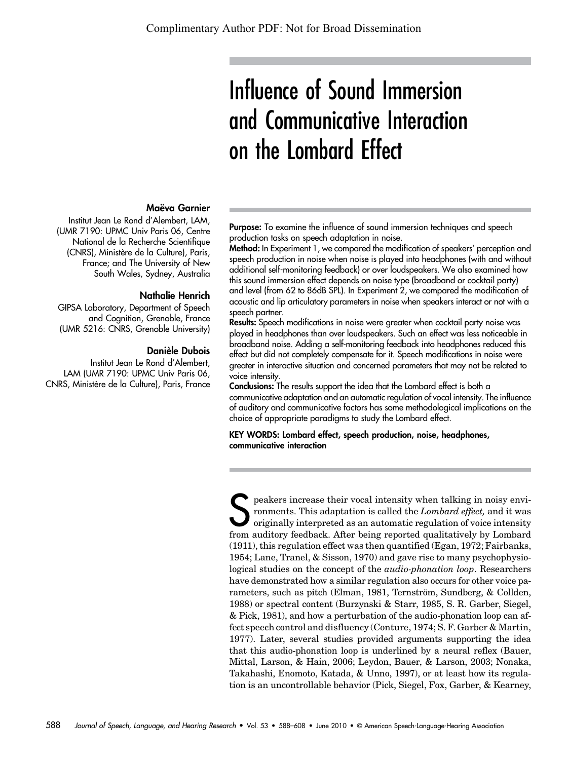Complimentary Author PDF: Not for Broad Dissemination

# Influence of Sound Immersion and Communicative Interaction on the Lombard Effect

**Maëva Garnier**
Institut Jean Le Rond d'Alembert, LAM, (UMR 7190: UPMC Univ Paris 06, Centre National de la Recherche Scientifique (CNRS), Ministère de la Culture), Paris, France; and The University of New South Wales, Sydney, Australia

**Nathalie Henrich**
GIPSA Laboratory, Department of Speech and Cognition, Grenoble, France (UMR 5216: CNRS, Grenoble University)

**Danièle Dubois**
Institut Jean Le Rond d'Alembert, LAM (UMR 7190: UPMC Univ Paris 06, CNRS, Ministère de la Culture), Paris, France

**Purpose:** To examine the influence of sound immersion techniques and speech production tasks on speech adaptation in noise.

**Method:** In Experiment 1, we compared the modification of speakers' perception and speech production in noise when noise is played into headphones (with and without additional self-monitoring feedback) or over loudspeakers. We also examined how this sound immersion effect depends on noise type (broadband or cocktail party) and level (from 62 to 86dB SPL). In Experiment 2, we compared the modification of acoustic and lip articulatory parameters in noise when speakers interact or not with a speech partner.

**Results:** Speech modifications in noise were greater when cocktail party noise was played in headphones than over loudspeakers. Such an effect was less noticeable in broadband noise. Adding a self-monitoring feedback into headphones reduced this effect but did not completely compensate for it. Speech modifications in noise were greater in interactive situation and concerned parameters that may not be related to voice intensity.

**Conclusions:** The results support the idea that the Lombard effect is both a communicative adaptation and an automatic regulation of vocal intensity. The influence of auditory and communicative factors has some methodological implications on the choice of appropriate paradigms to study the Lombard effect.

**KEY WORDS: Lombard effect, speech production, noise, headphones, communicative interaction**

Speakers increase their vocal intensity when talking in noisy environments. This adaptation is called the *Lombard effect,* and it was originally interpreted as an automatic regulation of voice intensity from auditory feedback. After being reported qualitatively by Lombard (1911), this regulation effect was then quantified (Egan, 1972; Fairbanks, 1954; Lane, Tranel, & Sisson, 1970) and gave rise to many psychophysiological studies on the concept of the *audio-phonation loop*. Researchers have demonstrated how a similar regulation also occurs for other voice parameters, such as pitch (Elman, 1981, Ternström, Sundberg, & Collden, 1988) or spectral content (Burzynski & Starr, 1985, S. R. Garber, Siegel, & Pick, 1981), and how a perturbation of the audio-phonation loop can affect speech control and disfluency (Conture, 1974; S. F. Garber & Martin, 1977). Later, several studies provided arguments supporting the idea that this audio-phonation loop is underlined by a neural reflex (Bauer, Mittal, Larson, & Hain, 2006; Leydon, Bauer, & Larson, 2003; Nonaka, Takahashi, Enomoto, Katada, & Unno, 1997), or at least how its regulation is an uncontrollable behavior (Pick, Siegel, Fox, Garber, & Kearney,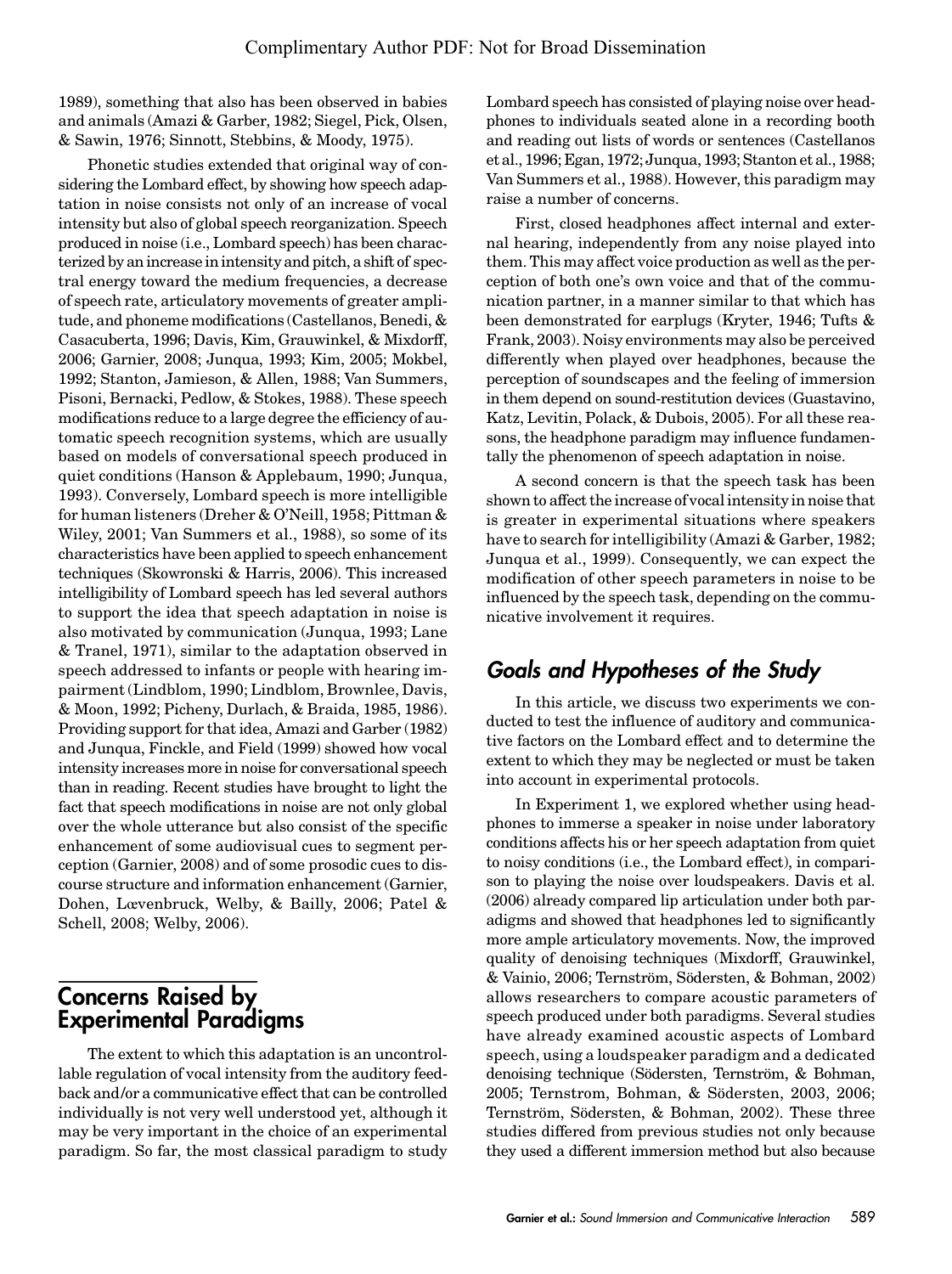1989), something that also has been observed in babies and animals (Amazi & Garber, 1982; Siegel, Pick, Olsen, & Sawin, 1976; Sinnott, Stebbins, & Moody, 1975).

Phonetic studies extended that original way of considering the Lombard effect, by showing how speech adaptation in noise consists not only of an increase of vocal intensity but also of global speech reorganization. Speech produced in noise (i.e., Lombard speech) has been characterized by an increase in intensity and pitch, a shift of spectral energy toward the medium frequencies, a decrease of speech rate, articulatory movements of greater amplitude, and phoneme modifications (Castellanos, Benedi, & Casacuberta, 1996; Davis, Kim, Grauwinkel, & Mixdorff, 2006; Garnier, 2008; Junqua, 1993; Kim, 2005; Mokbel, 1992; Stanton, Jamieson, & Allen, 1988; Van Summers, Pisoni, Bernacki, Pedlow, & Stokes, 1988). These speech modifications reduce to a large degree the efficiency of automatic speech recognition systems, which are usually based on models of conversational speech produced in quiet conditions (Hanson & Applebaum, 1990; Junqua, 1993). Conversely, Lombard speech is more intelligible for human listeners (Dreher & O'Neill, 1958; Pittman & Wiley, 2001; Van Summers et al., 1988), so some of its characteristics have been applied to speech enhancement techniques (Skowronski & Harris, 2006). This increased intelligibility of Lombard speech has led several authors to support the idea that speech adaptation in noise is also motivated by communication (Junqua, 1993; Lane & Tranel, 1971), similar to the adaptation observed in speech addressed to infants or people with hearing impairment (Lindblom, 1990; Lindblom, Brownlee, Davis, & Moon, 1992; Picheny, Durlach, & Braida, 1985, 1986). Providing support for that idea, Amazi and Garber (1982) and Junqua, Finckle, and Field (1999) showed how vocal intensity increases more in noise for conversational speech than in reading. Recent studies have brought to light the fact that speech modifications in noise are not only global over the whole utterance but also consist of the specific enhancement of some audiovisual cues to segment perception (Garnier, 2008) and of some prosodic cues to discourse structure and information enhancement (Garnier, Dohen, Lœvenbruck, Welby, & Bailly, 2006; Patel & Schell, 2008; Welby, 2006).

## Concerns Raised by Experimental Paradigms

The extent to which this adaptation is an uncontrollable regulation of vocal intensity from the auditory feedback and/or a communicative effect that can be controlled individually is not very well understood yet, although it may be very important in the choice of an experimental paradigm. So far, the most classical paradigm to study Lombard speech has consisted of playing noise over headphones to individuals seated alone in a recording booth and reading out lists of words or sentences (Castellanos et al., 1996; Egan, 1972; Junqua, 1993; Stanton et al., 1988; Van Summers et al., 1988). However, this paradigm may raise a number of concerns.

First, closed headphones affect internal and external hearing, independently from any noise played into them. This may affect voice production as well as the perception of both one's own voice and that of the communication partner, in a manner similar to that which has been demonstrated for earplugs (Kryter, 1946; Tufts & Frank, 2003). Noisy environments may also be perceived differently when played over headphones, because the perception of soundscapes and the feeling of immersion in them depend on sound-restitution devices (Guastavino, Katz, Levitin, Polack, & Dubois, 2005). For all these reasons, the headphone paradigm may influence fundamentally the phenomenon of speech adaptation in noise.

A second concern is that the speech task has been shown to affect the increase of vocal intensity in noise that is greater in experimental situations where speakers have to search for intelligibility (Amazi & Garber, 1982; Junqua et al., 1999). Consequently, we can expect the modification of other speech parameters in noise to be influenced by the speech task, depending on the communicative involvement it requires.

## *Goals and Hypotheses of the Study*

In this article, we discuss two experiments we conducted to test the influence of auditory and communicative factors on the Lombard effect and to determine the extent to which they may be neglected or must be taken into account in experimental protocols.

In Experiment 1, we explored whether using headphones to immerse a speaker in noise under laboratory conditions affects his or her speech adaptation from quiet to noisy conditions (i.e., the Lombard effect), in comparison to playing the noise over loudspeakers. Davis et al. (2006) already compared lip articulation under both paradigms and showed that headphones led to significantly more ample articulatory movements. Now, the improved quality of denoising techniques (Mixdorff, Grauwinkel, & Vainio, 2006; Ternström, Södersten, & Bohman, 2002) allows researchers to compare acoustic parameters of speech produced under both paradigms. Several studies have already examined acoustic aspects of Lombard speech, using a loudspeaker paradigm and a dedicated denoising technique (Södersten, Ternström, & Bohman, 2005; Ternstrom, Bohman, & Södersten, 2003, 2006; Ternström, Södersten, & Bohman, 2002). These three studies differed from previous studies not only because they used a different immersion method but also because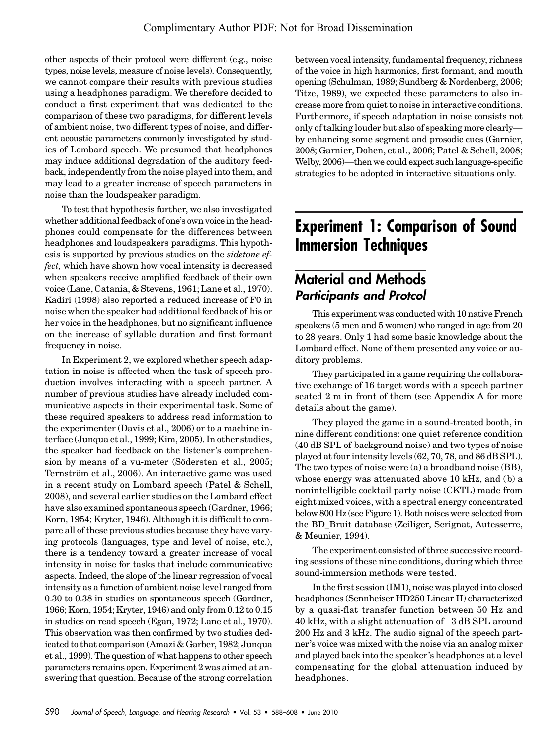other aspects of their protocol were different (e.g., noise types, noise levels, measure of noise levels). Consequently, we cannot compare their results with previous studies using a headphones paradigm. We therefore decided to conduct a first experiment that was dedicated to the comparison of these two paradigms, for different levels of ambient noise, two different types of noise, and different acoustic parameters commonly investigated by studies of Lombard speech. We presumed that headphones may induce additional degradation of the auditory feedback, independently from the noise played into them, and may lead to a greater increase of speech parameters in noise than the loudspeaker paradigm.

To test that hypothesis further, we also investigated whether additional feedback of one's own voice in the headphones could compensate for the differences between headphones and loudspeakers paradigms. This hypothesis is supported by previous studies on the *sidetone effect,* which have shown how vocal intensity is decreased when speakers receive amplified feedback of their own voice (Lane, Catania, & Stevens, 1961; Lane et al., 1970). Kadiri (1998) also reported a reduced increase of F0 in noise when the speaker had additional feedback of his or her voice in the headphones, but no significant influence on the increase of syllable duration and first formant frequency in noise.

In Experiment 2, we explored whether speech adaptation in noise is affected when the task of speech production involves interacting with a speech partner. A number of previous studies have already included communicative aspects in their experimental task. Some of these required speakers to address read information to the experimenter (Davis et al., 2006) or to a machine interface (Junqua et al., 1999; Kim, 2005). In other studies, the speaker had feedback on the listener's comprehension by means of a vu-meter (Södersten et al., 2005; Ternström et al., 2006). An interactive game was used in a recent study on Lombard speech (Patel & Schell, 2008), and several earlier studies on the Lombard effect have also examined spontaneous speech (Gardner, 1966; Korn, 1954; Kryter, 1946). Although it is difficult to compare all of these previous studies because they have varying protocols (languages, type and level of noise, etc.), there is a tendency toward a greater increase of vocal intensity in noise for tasks that include communicative aspects. Indeed, the slope of the linear regression of vocal intensity as a function of ambient noise level ranged from 0.30 to 0.38 in studies on spontaneous speech (Gardner, 1966; Korn, 1954; Kryter, 1946) and only from 0.12 to 0.15 in studies on read speech (Egan, 1972; Lane et al., 1970). This observation was then confirmed by two studies dedicated to that comparison (Amazi & Garber, 1982; Junqua et al., 1999). The question of what happens to other speech parameters remains open. Experiment 2 was aimed at answering that question. Because of the strong correlation between vocal intensity, fundamental frequency, richness of the voice in high harmonics, first formant, and mouth opening (Schulman, 1989; Sundberg & Nordenberg, 2006; Titze, 1989), we expected these parameters to also increase more from quiet to noise in interactive conditions. Furthermore, if speech adaptation in noise consists not only of talking louder but also of speaking more clearly—by enhancing some segment and prosodic cues (Garnier, 2008; Garnier, Dohen, et al., 2006; Patel & Schell, 2008; Welby, 2006)—then we could expect such language-specific strategies to be adopted in interactive situations only.

# Experiment 1: Comparison of Sound Immersion Techniques

## Material and Methods

### Participants and Protcol

This experiment was conducted with 10 native French speakers (5 men and 5 women) who ranged in age from 20 to 28 years. Only 1 had some basic knowledge about the Lombard effect. None of them presented any voice or auditory problems.

They participated in a game requiring the collaborative exchange of 16 target words with a speech partner seated 2 m in front of them (see Appendix A for more details about the game).

They played the game in a sound-treated booth, in nine different conditions: one quiet reference condition (40 dB SPL of background noise) and two types of noise played at four intensity levels (62, 70, 78, and 86 dB SPL). The two types of noise were (a) a broadband noise (BB), whose energy was attenuated above 10 kHz, and (b) a nonintelligible cocktail party noise (CKTL) made from eight mixed voices, with a spectral energy concentrated below 800 Hz (see Figure 1). Both noises were selected from the BD_Bruit database (Zeiliger, Serignat, Autesserre, & Meunier, 1994).

The experiment consisted of three successive recording sessions of these nine conditions, during which three sound-immersion methods were tested.

In the first session (IM1), noise was played into closed headphones (Sennheiser HD250 Linear II) characterized by a quasi-flat transfer function between 50 Hz and 40 kHz, with a slight attenuation of –3 dB SPL around 200 Hz and 3 kHz. The audio signal of the speech partner's voice was mixed with the noise via an analog mixer and played back into the speaker's headphones at a level compensating for the global attenuation induced by headphones.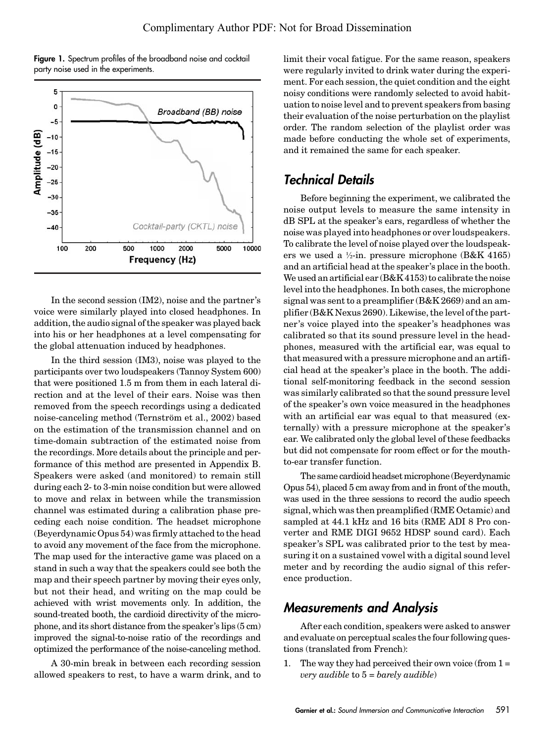**Figure 1.** Spectrum profiles of the broadband noise and cocktail party noise used in the experiments.

In the second session (IM2), noise and the partner's voice were similarly played into closed headphones. In addition, the audio signal of the speaker was played back into his or her headphones at a level compensating for the global attenuation induced by headphones.

In the third session (IM3), noise was played to the participants over two loudspeakers (Tannoy System 600) that were positioned 1.5 m from them in each lateral direction and at the level of their ears. Noise was then removed from the speech recordings using a dedicated noise-canceling method (Ternström et al., 2002) based on the estimation of the transmission channel and on time-domain subtraction of the estimated noise from the recordings. More details about the principle and performance of this method are presented in Appendix B. Speakers were asked (and monitored) to remain still during each 2- to 3-min noise condition but were allowed to move and relax in between while the transmission channel was estimated during a calibration phase preceding each noise condition. The headset microphone (Beyerdynamic Opus 54) was firmly attached to the head to avoid any movement of the face from the microphone. The map used for the interactive game was placed on a stand in such a way that the speakers could see both the map and their speech partner by moving their eyes only, but not their head, and writing on the map could be achieved with wrist movements only. In addition, the sound-treated booth, the cardioid directivity of the microphone, and its short distance from the speaker's lips (5 cm) improved the signal-to-noise ratio of the recordings and optimized the performance of the noise-canceling method.

A 30-min break in between each recording session allowed speakers to rest, to have a warm drink, and to limit their vocal fatigue. For the same reason, speakers were regularly invited to drink water during the experiment. For each session, the quiet condition and the eight noisy conditions were randomly selected to avoid habituation to noise level and to prevent speakers from basing their evaluation of the noise perturbation on the playlist order. The random selection of the playlist order was made before conducting the whole set of experiments, and it remained the same for each speaker.

## Technical Details

Before beginning the experiment, we calibrated the noise output levels to measure the same intensity in dB SPL at the speaker's ears, regardless of whether the noise was played into headphones or over loudspeakers. To calibrate the level of noise played over the loudspeakers we used a ½-in. pressure microphone (B&K 4165) and an artificial head at the speaker's place in the booth. We used an artificial ear (B&K 4153) to calibrate the noise level into the headphones. In both cases, the microphone signal was sent to a preamplifier (B&K 2669) and an amplifier (B&K Nexus 2690). Likewise, the level of the partner's voice played into the speaker's headphones was calibrated so that its sound pressure level in the headphones, measured with the artificial ear, was equal to that measured with a pressure microphone and an artificial head at the speaker's place in the booth. The additional self-monitoring feedback in the second session was similarly calibrated so that the sound pressure level of the speaker's own voice measured in the headphones with an artificial ear was equal to that measured (externally) with a pressure microphone at the speaker's ear. We calibrated only the global level of these feedbacks but did not compensate for room effect or for the mouth-to-ear transfer function.

The same cardioid headset microphone (Beyerdynamic Opus 54), placed 5 cm away from and in front of the mouth, was used in the three sessions to record the audio speech signal, which was then preamplified (RME Octamic) and sampled at 44.1 kHz and 16 bits (RME ADI 8 Pro converter and RME DIGI 9652 HDSP sound card). Each speaker's SPL was calibrated prior to the test by measuring it on a sustained vowel with a digital sound level meter and by recording the audio signal of this reference production.

## Measurements and Analysis

After each condition, speakers were asked to answer and evaluate on perceptual scales the four following questions (translated from French):

1. The way they had perceived their own voice (from 1 = *very audible* to 5 = *barely audible*)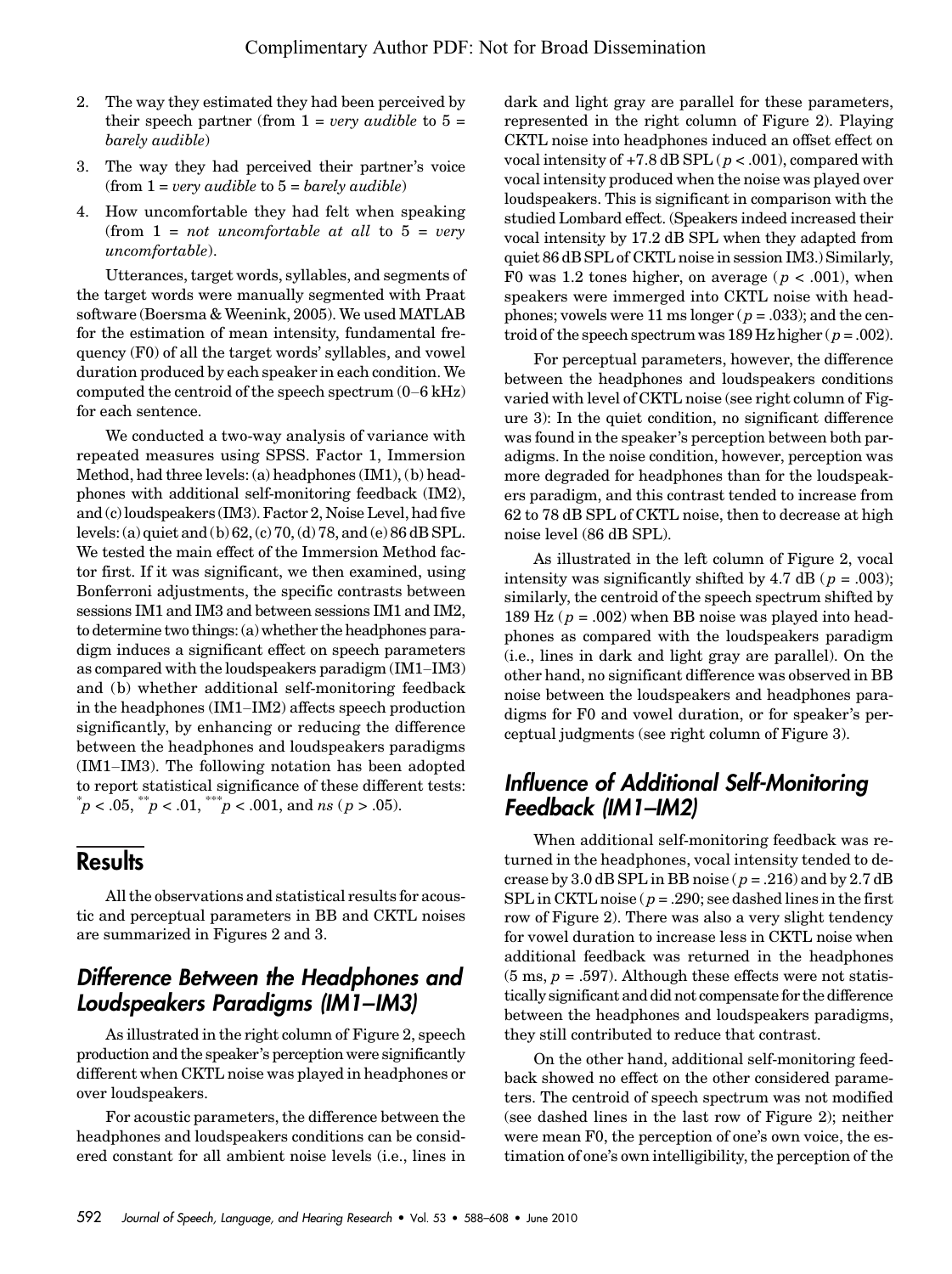2. The way they estimated they had been perceived by their speech partner (from 1 = *very audible* to 5 = *barely audible*)
3. The way they had perceived their partner's voice (from 1 = *very audible* to 5 = *barely audible*)
4. How uncomfortable they had felt when speaking (from 1 = *not uncomfortable at all* to 5 = *very uncomfortable*).

Utterances, target words, syllables, and segments of the target words were manually segmented with Praat software (Boersma & Weenink, 2005). We used MATLAB for the estimation of mean intensity, fundamental frequency (F0) of all the target words' syllables, and vowel duration produced by each speaker in each condition. We computed the centroid of the speech spectrum (0–6 kHz) for each sentence.

We conducted a two-way analysis of variance with repeated measures using SPSS. Factor 1, Immersion Method, had three levels: (a) headphones (IM1), (b) headphones with additional self-monitoring feedback (IM2), and (c) loudspeakers (IM3). Factor 2, Noise Level, had five levels: (a) quiet and (b) 62, (c) 70, (d) 78, and (e) 86 dB SPL. We tested the main effect of the Immersion Method factor first. If it was significant, we then examined, using Bonferroni adjustments, the specific contrasts between sessions IM1 and IM3 and between sessions IM1 and IM2, to determine two things: (a) whether the headphones paradigm induces a significant effect on speech parameters as compared with the loudspeakers paradigm (IM1–IM3) and (b) whether additional self-monitoring feedback in the headphones (IM1–IM2) affects speech production significantly, by enhancing or reducing the difference between the headphones and loudspeakers paradigms (IM1–IM3). The following notation has been adopted to report statistical significance of these different tests: $^{*}p < .05$, $^{**}p < .01$, $^{***}p < .001$, and *ns* ($p > .05$).

## Results

All the observations and statistical results for acoustic and perceptual parameters in BB and CKTL noises are summarized in Figures 2 and 3.

### Difference Between the Headphones and Loudspeakers Paradigms (IM1–IM3)

As illustrated in the right column of Figure 2, speech production and the speaker's perception were significantly different when CKTL noise was played in headphones or over loudspeakers.

For acoustic parameters, the difference between the headphones and loudspeakers conditions can be considered constant for all ambient noise levels (i.e., lines in dark and light gray are parallel for these parameters, represented in the right column of Figure 2). Playing CKTL noise into headphones induced an offset effect on vocal intensity of +7.8 dB SPL ($p < .001$), compared with vocal intensity produced when the noise was played over loudspeakers. This is significant in comparison with the studied Lombard effect. (Speakers indeed increased their vocal intensity by 17.2 dB SPL when they adapted from quiet 86 dB SPL of CKTL noise in session IM3.) Similarly, F0 was 1.2 tones higher, on average ($p < .001$), when speakers were immerged into CKTL noise with headphones; vowels were 11 ms longer ($p = .033$); and the centroid of the speech spectrum was 189 Hz higher ($p = .002$).

For perceptual parameters, however, the difference between the headphones and loudspeakers conditions varied with level of CKTL noise (see right column of Figure 3): In the quiet condition, no significant difference was found in the speaker's perception between both paradigms. In the noise condition, however, perception was more degraded for headphones than for the loudspeakers paradigm, and this contrast tended to increase from 62 to 78 dB SPL of CKTL noise, then to decrease at high noise level (86 dB SPL).

As illustrated in the left column of Figure 2, vocal intensity was significantly shifted by 4.7 dB ($p = .003$); similarly, the centroid of the speech spectrum shifted by 189 Hz ($p = .002$) when BB noise was played into headphones as compared with the loudspeakers paradigm (i.e., lines in dark and light gray are parallel). On the other hand, no significant difference was observed in BB noise between the loudspeakers and headphones paradigms for F0 and vowel duration, or for speaker's perceptual judgments (see right column of Figure 3).

### Influence of Additional Self-Monitoring Feedback (IM1–IM2)

When additional self-monitoring feedback was returned in the headphones, vocal intensity tended to decrease by 3.0 dB SPL in BB noise ($p = .216$) and by 2.7 dB SPL in CKTL noise ($p = .290$; see dashed lines in the first row of Figure 2). There was also a very slight tendency for vowel duration to increase less in CKTL noise when additional feedback was returned in the headphones (5 ms, $p = .597$). Although these effects were not statistically significant and did not compensate for the difference between the headphones and loudspeakers paradigms, they still contributed to reduce that contrast.

On the other hand, additional self-monitoring feedback showed no effect on the other considered parameters. The centroid of speech spectrum was not modified (see dashed lines in the last row of Figure 2); neither were mean F0, the perception of one's own voice, the estimation of one's own intelligibility, the perception of the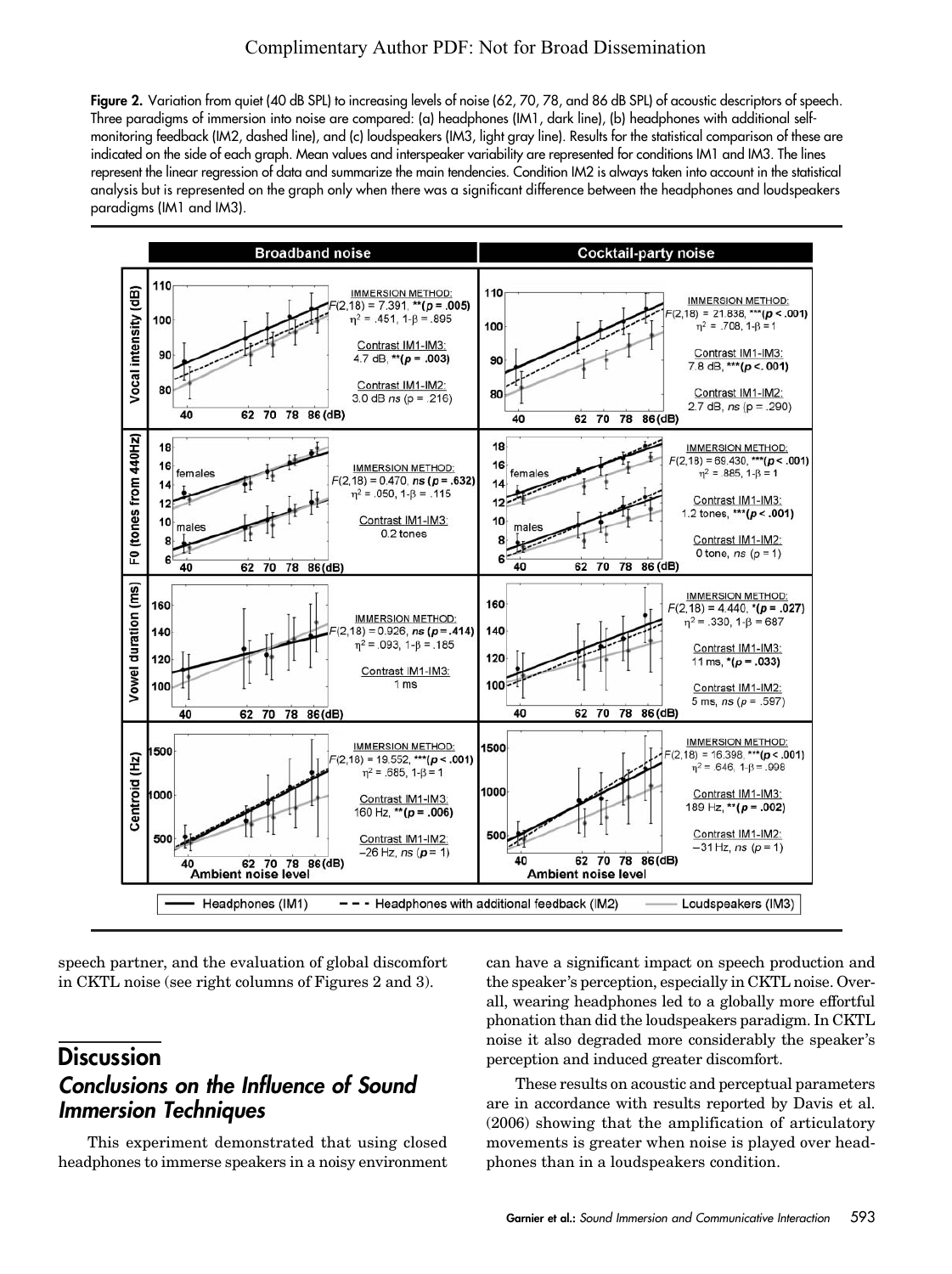Complimentary Author PDF: Not for Broad Dissemination

**Figure 2.** Variation from quiet (40 dB SPL) to increasing levels of noise (62, 70, 78, and 86 dB SPL) of acoustic descriptors of speech. Three paradigms of immersion into noise are compared: (a) headphones (IM1, dark line), (b) headphones with additional self-monitoring feedback (IM2, dashed line), and (c) loudspeakers (IM3, light gray line). Results for the statistical comparison of these are indicated on the side of each graph. Mean values and interspeaker variability are represented for conditions IM1 and IM3. The lines represent the linear regression of data and summarize the main tendencies. Condition IM2 is always taken into account in the statistical analysis but is represented on the graph only when there was a significant difference between the headphones and loudspeakers paradigms (IM1 and IM3).

speech partner, and the evaluation of global discomfort in CKTL noise (see right columns of Figures 2 and 3).

# Discussion

## Conclusions on the Influence of Sound Immersion Techniques

This experiment demonstrated that using closed headphones to immerse speakers in a noisy environment can have a significant impact on speech production and the speaker's perception, especially in CKTL noise. Overall, wearing headphones led to a globally more effortful phonation than did the loudspeakers paradigm. In CKTL noise it also degraded more considerably the speaker's perception and induced greater discomfort.

These results on acoustic and perceptual parameters are in accordance with results reported by Davis et al. (2006) showing that the amplification of articulatory movements is greater when noise is played over headphones than in a loudspeakers condition.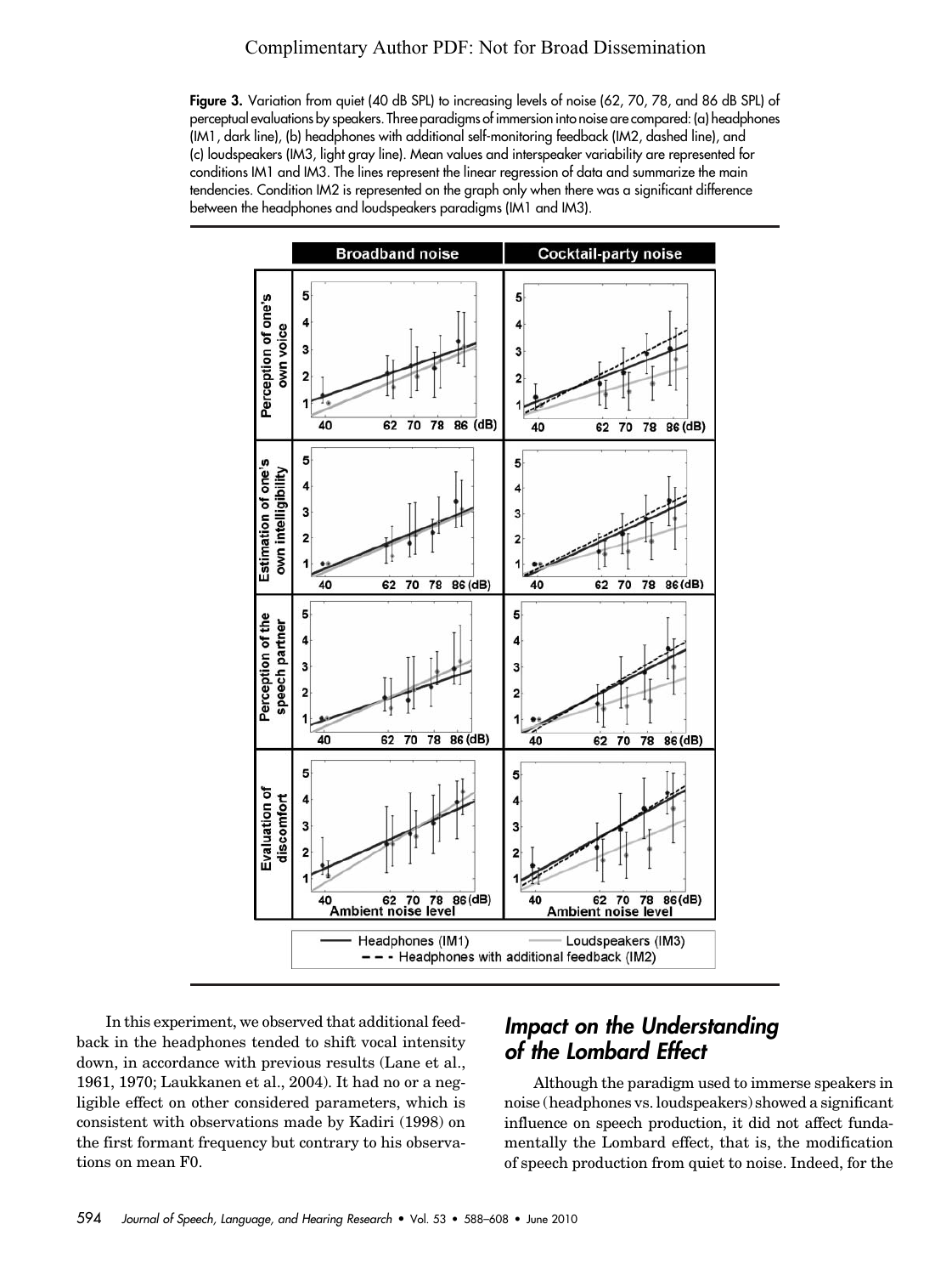**Figure 3.** Variation from quiet (40 dB SPL) to increasing levels of noise (62, 70, 78, and 86 dB SPL) of perceptual evaluations by speakers. Three paradigms of immersion into noise are compared: (a) headphones (IM1, dark line), (b) headphones with additional self-monitoring feedback (IM2, dashed line), and (c) loudspeakers (IM3, light gray line). Mean values and interspeaker variability are represented for conditions IM1 and IM3. The lines represent the linear regression of data and summarize the main tendencies. Condition IM2 is represented on the graph only when there was a significant difference between the headphones and loudspeakers paradigms (IM1 and IM3).

In this experiment, we observed that additional feedback in the headphones tended to shift vocal intensity down, in accordance with previous results (Lane et al., 1961, 1970; Laukkanen et al., 2004). It had no or a negligible effect on other considered parameters, which is consistent with observations made by Kadiri (1998) on the first formant frequency but contrary to his observations on mean F0.

## Impact on the Understanding of the Lombard Effect

Although the paradigm used to immerse speakers in noise (headphones vs. loudspeakers) showed a significant influence on speech production, it did not affect fundamentally the Lombard effect, that is, the modification of speech production from quiet to noise. Indeed, for the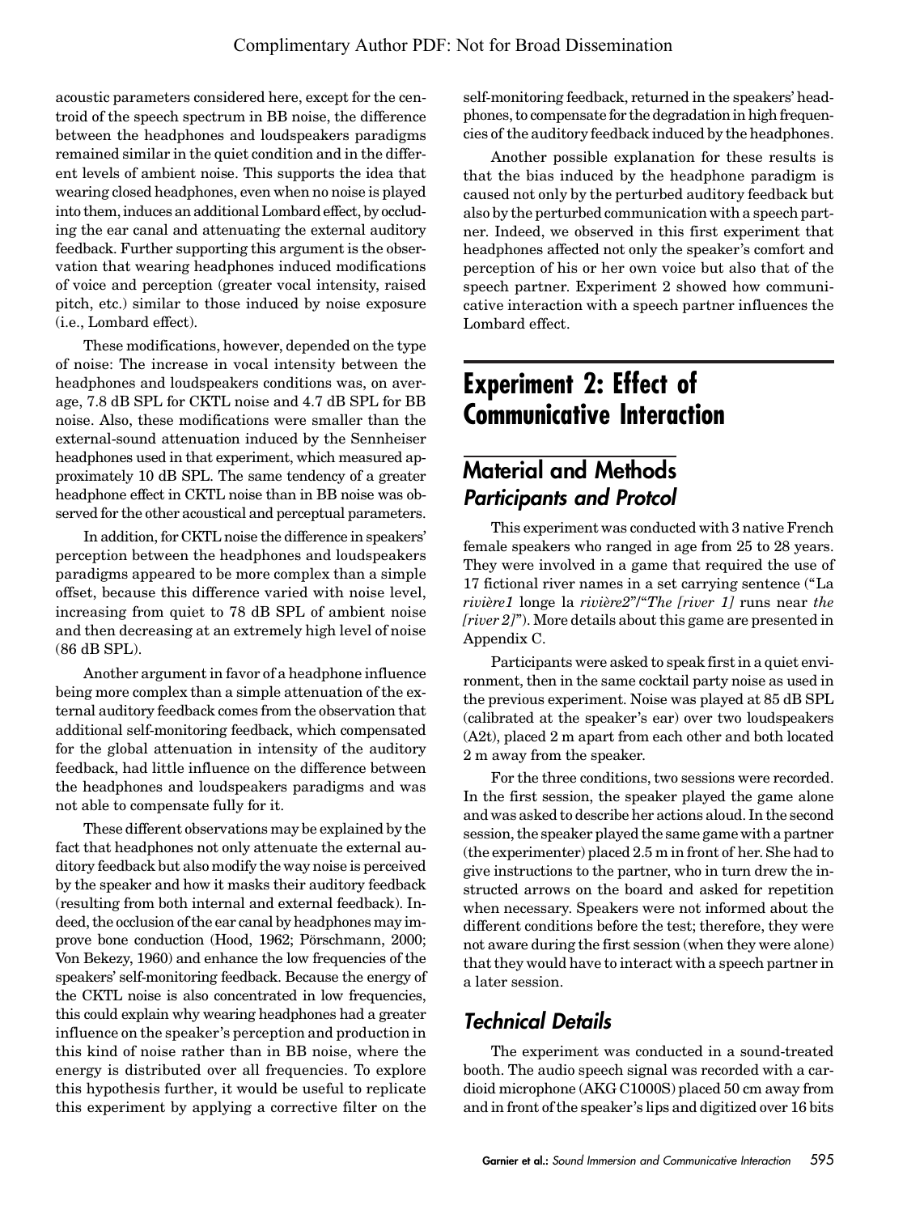acoustic parameters considered here, except for the centroid of the speech spectrum in BB noise, the difference between the headphones and loudspeakers paradigms remained similar in the quiet condition and in the different levels of ambient noise. This supports the idea that wearing closed headphones, even when no noise is played into them, induces an additional Lombard effect, by occluding the ear canal and attenuating the external auditory feedback. Further supporting this argument is the observation that wearing headphones induced modifications of voice and perception (greater vocal intensity, raised pitch, etc.) similar to those induced by noise exposure (i.e., Lombard effect).

These modifications, however, depended on the type of noise: The increase in vocal intensity between the headphones and loudspeakers conditions was, on average, 7.8 dB SPL for CKTL noise and 4.7 dB SPL for BB noise. Also, these modifications were smaller than the external-sound attenuation induced by the Sennheiser headphones used in that experiment, which measured approximately 10 dB SPL. The same tendency of a greater headphone effect in CKTL noise than in BB noise was observed for the other acoustical and perceptual parameters.

In addition, for CKTL noise the difference in speakers' perception between the headphones and loudspeakers paradigms appeared to be more complex than a simple offset, because this difference varied with noise level, increasing from quiet to 78 dB SPL of ambient noise and then decreasing at an extremely high level of noise (86 dB SPL).

Another argument in favor of a headphone influence being more complex than a simple attenuation of the external auditory feedback comes from the observation that additional self-monitoring feedback, which compensated for the global attenuation in intensity of the auditory feedback, had little influence on the difference between the headphones and loudspeakers paradigms and was not able to compensate fully for it.

These different observations may be explained by the fact that headphones not only attenuate the external auditory feedback but also modify the way noise is perceived by the speaker and how it masks their auditory feedback (resulting from both internal and external feedback). Indeed, the occlusion of the ear canal by headphones may improve bone conduction (Hood, 1962; Pörschmann, 2000; Von Bekezy, 1960) and enhance the low frequencies of the speakers' self-monitoring feedback. Because the energy of the CKTL noise is also concentrated in low frequencies, this could explain why wearing headphones had a greater influence on the speaker's perception and production in this kind of noise rather than in BB noise, where the energy is distributed over all frequencies. To explore this hypothesis further, it would be useful to replicate this experiment by applying a corrective filter on the self-monitoring feedback, returned in the speakers' headphones, to compensate for the degradation in high frequencies of the auditory feedback induced by the headphones.

Another possible explanation for these results is that the bias induced by the headphone paradigm is caused not only by the perturbed auditory feedback but also by the perturbed communication with a speech partner. Indeed, we observed in this first experiment that headphones affected not only the speaker's comfort and perception of his or her own voice but also that of the speech partner. Experiment 2 showed how communicative interaction with a speech partner influences the Lombard effect.

# Experiment 2: Effect of Communicative Interaction

## Material and Methods

### Participants and Protcol

This experiment was conducted with 3 native French female speakers who ranged in age from 25 to 28 years. They were involved in a game that required the use of 17 fictional river names in a set carrying sentence ("La *rivière1* longe la *rivière2*"/"*The [river 1]* runs near *the [river 2]*"). More details about this game are presented in Appendix C.

Participants were asked to speak first in a quiet environment, then in the same cocktail party noise as used in the previous experiment. Noise was played at 85 dB SPL (calibrated at the speaker's ear) over two loudspeakers (A2t), placed 2 m apart from each other and both located 2 m away from the speaker.

For the three conditions, two sessions were recorded. In the first session, the speaker played the game alone and was asked to describe her actions aloud. In the second session, the speaker played the same game with a partner (the experimenter) placed 2.5 m in front of her. She had to give instructions to the partner, who in turn drew the instructed arrows on the board and asked for repetition when necessary. Speakers were not informed about the different conditions before the test; therefore, they were not aware during the first session (when they were alone) that they would have to interact with a speech partner in a later session.

### Technical Details

The experiment was conducted in a sound-treated booth. The audio speech signal was recorded with a cardioid microphone (AKG C1000S) placed 50 cm away from and in front of the speaker's lips and digitized over 16 bits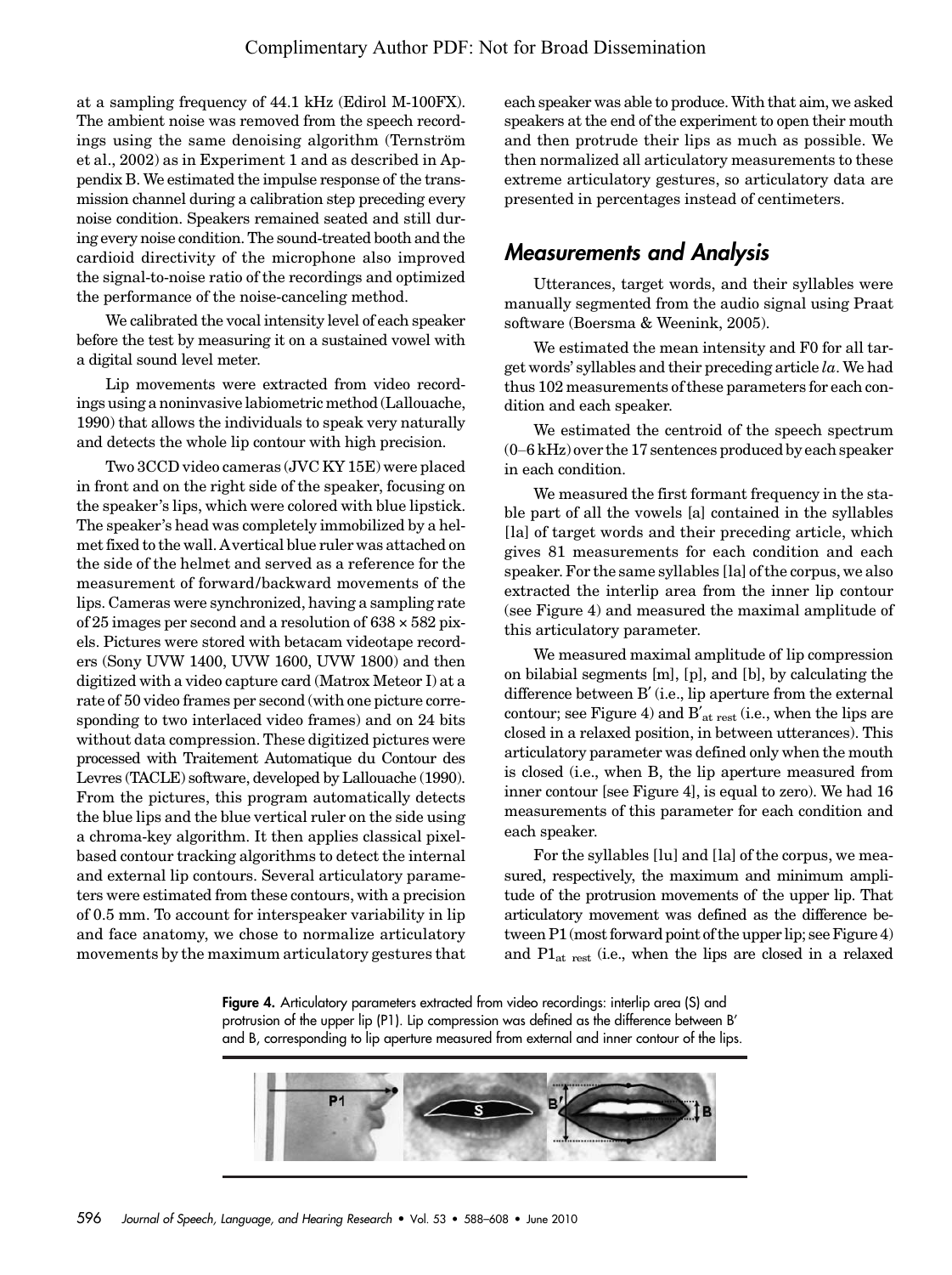at a sampling frequency of 44.1 kHz (Edirol M-100FX). The ambient noise was removed from the speech recordings using the same denoising algorithm (Ternström et al., 2002) as in Experiment 1 and as described in Appendix B. We estimated the impulse response of the transmission channel during a calibration step preceding every noise condition. Speakers remained seated and still during every noise condition. The sound-treated booth and the cardioid directivity of the microphone also improved the signal-to-noise ratio of the recordings and optimized the performance of the noise-canceling method.

We calibrated the vocal intensity level of each speaker before the test by measuring it on a sustained vowel with a digital sound level meter.

Lip movements were extracted from video recordings using a noninvasive labiometric method (Lallouache, 1990) that allows the individuals to speak very naturally and detects the whole lip contour with high precision.

Two 3CCD video cameras (JVC KY 15E) were placed in front and on the right side of the speaker, focusing on the speaker's lips, which were colored with blue lipstick. The speaker's head was completely immobilized by a helmet fixed to the wall. A vertical blue ruler was attached on the side of the helmet and served as a reference for the measurement of forward/backward movements of the lips. Cameras were synchronized, having a sampling rate of 25 images per second and a resolution of 638 × 582 pixels. Pictures were stored with betacam videotape recorders (Sony UVW 1400, UVW 1600, UVW 1800) and then digitized with a video capture card (Matrox Meteor I) at a rate of 50 video frames per second (with one picture corresponding to two interlaced video frames) and on 24 bits without data compression. These digitized pictures were processed with Traitement Automatique du Contour des Levres (TACLE) software, developed by Lallouache (1990). From the pictures, this program automatically detects the blue lips and the blue vertical ruler on the side using a chroma-key algorithm. It then applies classical pixel-based contour tracking algorithms to detect the internal and external lip contours. Several articulatory parameters were estimated from these contours, with a precision of 0.5 mm. To account for interspeaker variability in lip and face anatomy, we chose to normalize articulatory movements by the maximum articulatory gestures that each speaker was able to produce. With that aim, we asked speakers at the end of the experiment to open their mouth and then protrude their lips as much as possible. We then normalized all articulatory measurements to these extreme articulatory gestures, so articulatory data are presented in percentages instead of centimeters.

## Measurements and Analysis

Utterances, target words, and their syllables were manually segmented from the audio signal using Praat software (Boersma & Weenink, 2005).

We estimated the mean intensity and F0 for all target words' syllables and their preceding article *la*. We had thus 102 measurements of these parameters for each condition and each speaker.

We estimated the centroid of the speech spectrum (0–6 kHz) over the 17 sentences produced by each speaker in each condition.

We measured the first formant frequency in the stable part of all the vowels [a] contained in the syllables [la] of target words and their preceding article, which gives 81 measurements for each condition and each speaker. For the same syllables [la] of the corpus, we also extracted the interlip area from the inner lip contour (see Figure 4) and measured the maximal amplitude of this articulatory parameter.

We measured maximal amplitude of lip compression on bilabial segments [m], [p], and [b], by calculating the difference between B′ (i.e., lip aperture from the external contour; see Figure 4) and $B'_{at\ rest}$ (i.e., when the lips are closed in a relaxed position, in between utterances). This articulatory parameter was defined only when the mouth is closed (i.e., when B, the lip aperture measured from inner contour [see Figure 4], is equal to zero). We had 16 measurements of this parameter for each condition and each speaker.

For the syllables [lu] and [la] of the corpus, we measured, respectively, the maximum and minimum amplitude of the protrusion movements of the upper lip. That articulatory movement was defined as the difference between P1 (most forward point of the upper lip; see Figure 4) and $P1_{at\ rest}$ (i.e., when the lips are closed in a relaxed

**Figure 4.** Articulatory parameters extracted from video recordings: interlip area (S) and protrusion of the upper lip (P1). Lip compression was defined as the difference between B′ and B, corresponding to lip aperture measured from external and inner contour of the lips.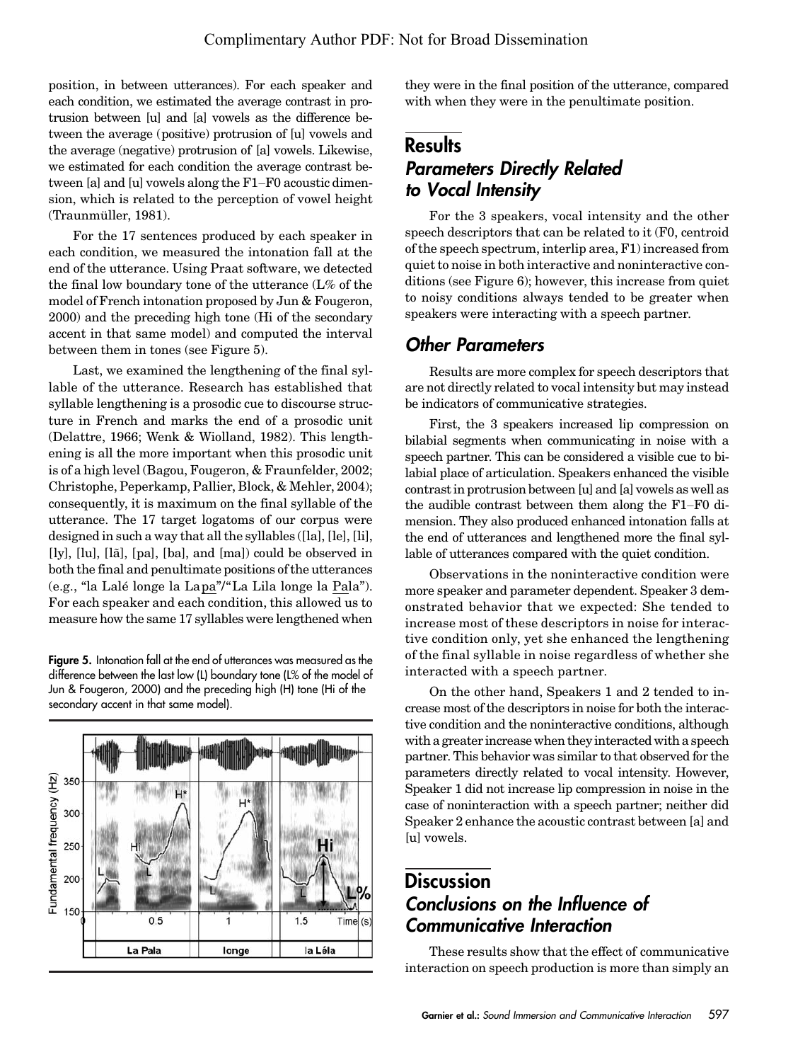position, in between utterances). For each speaker and each condition, we estimated the average contrast in protrusion between [u] and [a] vowels as the difference between the average (positive) protrusion of [u] vowels and the average (negative) protrusion of [a] vowels. Likewise, we estimated for each condition the average contrast between [a] and [u] vowels along the F1–F0 acoustic dimension, which is related to the perception of vowel height (Traunmüller, 1981).

For the 17 sentences produced by each speaker in each condition, we measured the intonation fall at the end of the utterance. Using Praat software, we detected the final low boundary tone of the utterance (L% of the model of French intonation proposed by Jun & Fougeron, 2000) and the preceding high tone (Hi of the secondary accent in that same model) and computed the interval between them in tones (see Figure 5).

Last, we examined the lengthening of the final syllable of the utterance. Research has established that syllable lengthening is a prosodic cue to discourse structure in French and marks the end of a prosodic unit (Delattre, 1966; Wenk & Wiolland, 1982). This lengthening is all the more important when this prosodic unit is of a high level (Bagou, Fougeron, & Fraunfelder, 2002; Christophe, Peperkamp, Pallier, Block, & Mehler, 2004); consequently, it is maximum on the final syllable of the utterance. The 17 target logatoms of our corpus were designed in such a way that all the syllables ([la], [le], [li], [ly], [lu], [lã], [pa], [ba], and [ma]) could be observed in both the final and penultimate positions of the utterances (e.g., "la Lalé longe la La<u>pa</u>"/"La Lila longe la <u>Pa</u>la"). For each speaker and each condition, this allowed us to measure how the same 17 syllables were lengthened when they were in the final position of the utterance, compared with when they were in the penultimate position.

**Figure 5.** Intonation fall at the end of utterances was measured as the difference between the last low (L) boundary tone (L% of the model of Jun & Fougeron, 2000) and the preceding high (H) tone (Hi of the secondary accent in that same model).

## Results

### *Parameters Directly Related to Vocal Intensity*

For the 3 speakers, vocal intensity and the other speech descriptors that can be related to it (F0, centroid of the speech spectrum, interlip area, F1) increased from quiet to noise in both interactive and noninteractive conditions (see Figure 6); however, this increase from quiet to noisy conditions always tended to be greater when speakers were interacting with a speech partner.

### *Other Parameters*

Results are more complex for speech descriptors that are not directly related to vocal intensity but may instead be indicators of communicative strategies.

First, the 3 speakers increased lip compression on bilabial segments when communicating in noise with a speech partner. This can be considered a visible cue to bilabial place of articulation. Speakers enhanced the visible contrast in protrusion between [u] and [a] vowels as well as the audible contrast between them along the F1–F0 dimension. They also produced enhanced intonation falls at the end of utterances and lengthened more the final syllable of utterances compared with the quiet condition.

Observations in the noninteractive condition were more speaker and parameter dependent. Speaker 3 demonstrated behavior that we expected: She tended to increase most of these descriptors in noise for interactive condition only, yet she enhanced the lengthening of the final syllable in noise regardless of whether she interacted with a speech partner.

On the other hand, Speakers 1 and 2 tended to increase most of the descriptors in noise for both the interactive condition and the noninteractive conditions, although with a greater increase when they interacted with a speech partner. This behavior was similar to that observed for the parameters directly related to vocal intensity. However, Speaker 1 did not increase lip compression in noise in the case of noninteraction with a speech partner; neither did Speaker 2 enhance the acoustic contrast between [a] and [u] vowels.

## Discussion

### *Conclusions on the Influence of Communicative Interaction*

These results show that the effect of communicative interaction on speech production is more than simply an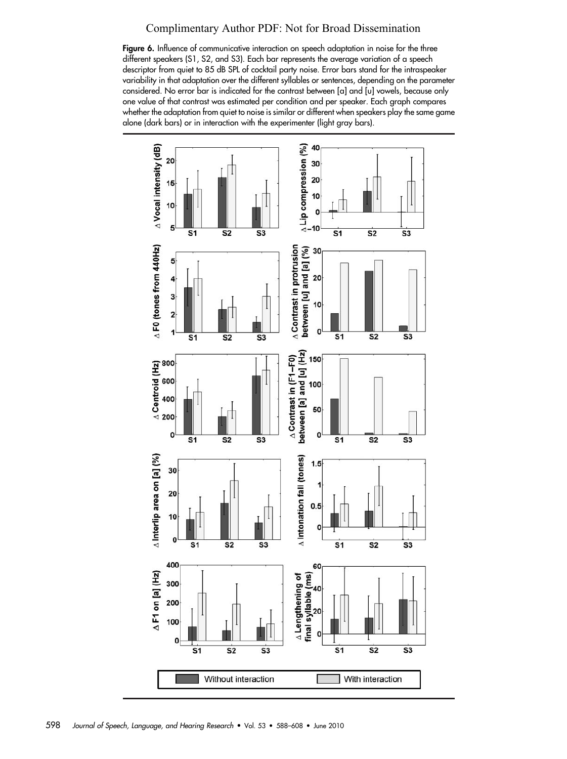**Figure 6.** Influence of communicative interaction on speech adaptation in noise for the three different speakers (S1, S2, and S3). Each bar represents the average variation of a speech descriptor from quiet to 85 dB SPL of cocktail party noise. Error bars stand for the intraspeaker variability in that adaptation over the different syllables or sentences, depending on the parameter considered. No error bar is indicated for the contrast between [a] and [u] vowels, because only one value of that contrast was estimated per condition and per speaker. Each graph compares whether the adaptation from quiet to noise is similar or different when speakers play the same game alone (dark bars) or in interaction with the experimenter (light gray bars).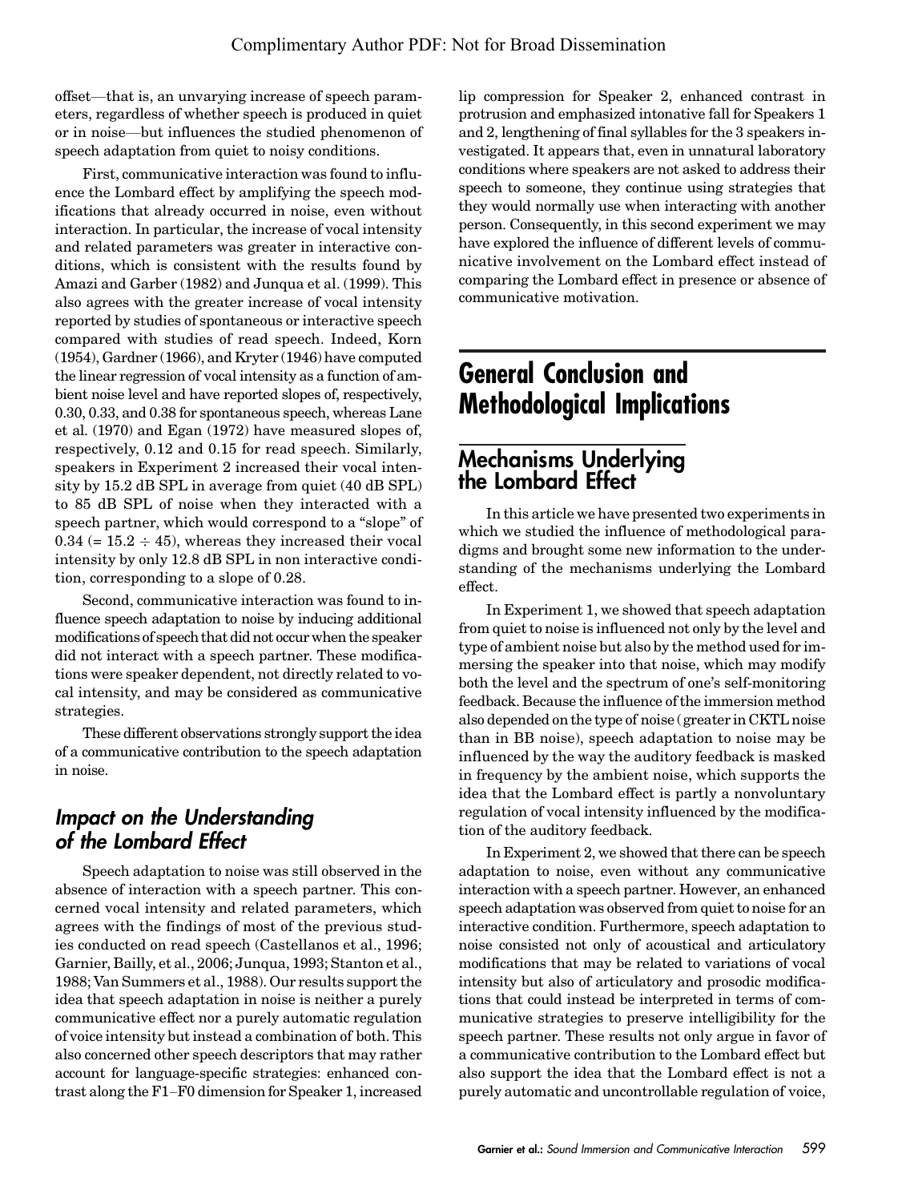offset—that is, an unvarying increase of speech parameters, regardless of whether speech is produced in quiet or in noise—but influences the studied phenomenon of speech adaptation from quiet to noisy conditions.

First, communicative interaction was found to influence the Lombard effect by amplifying the speech modifications that already occurred in noise, even without interaction. In particular, the increase of vocal intensity and related parameters was greater in interactive conditions, which is consistent with the results found by Amazi and Garber (1982) and Junqua et al. (1999). This also agrees with the greater increase of vocal intensity reported by studies of spontaneous or interactive speech compared with studies of read speech. Indeed, Korn (1954), Gardner (1966), and Kryter (1946) have computed the linear regression of vocal intensity as a function of ambient noise level and have reported slopes of, respectively, 0.30, 0.33, and 0.38 for spontaneous speech, whereas Lane et al. (1970) and Egan (1972) have measured slopes of, respectively, 0.12 and 0.15 for read speech. Similarly, speakers in Experiment 2 increased their vocal intensity by 15.2 dB SPL in average from quiet (40 dB SPL) to 85 dB SPL of noise when they interacted with a speech partner, which would correspond to a "slope" of 0.34 ($= 15.2 \div 45$), whereas they increased their vocal intensity by only 12.8 dB SPL in non interactive condition, corresponding to a slope of 0.28.

Second, communicative interaction was found to influence speech adaptation to noise by inducing additional modifications of speech that did not occur when the speaker did not interact with a speech partner. These modifications were speaker dependent, not directly related to vocal intensity, and may be considered as communicative strategies.

These different observations strongly support the idea of a communicative contribution to the speech adaptation in noise.

### *Impact on the Understanding of the Lombard Effect*

Speech adaptation to noise was still observed in the absence of interaction with a speech partner. This concerned vocal intensity and related parameters, which agrees with the findings of most of the previous studies conducted on read speech (Castellanos et al., 1996; Garnier, Bailly, et al., 2006; Junqua, 1993; Stanton et al., 1988; Van Summers et al., 1988). Our results support the idea that speech adaptation in noise is neither a purely communicative effect nor a purely automatic regulation of voice intensity but instead a combination of both. This also concerned other speech descriptors that may rather account for language-specific strategies: enhanced contrast along the F1–F0 dimension for Speaker 1, increased lip compression for Speaker 2, enhanced contrast in protrusion and emphasized intonative fall for Speakers 1 and 2, lengthening of final syllables for the 3 speakers investigated. It appears that, even in unnatural laboratory conditions where speakers are not asked to address their speech to someone, they continue using strategies that they would normally use when interacting with another person. Consequently, in this second experiment we may have explored the influence of different levels of communicative involvement on the Lombard effect instead of comparing the Lombard effect in presence or absence of communicative motivation.

# General Conclusion and Methodological Implications

## Mechanisms Underlying the Lombard Effect

In this article we have presented two experiments in which we studied the influence of methodological paradigms and brought some new information to the understanding of the mechanisms underlying the Lombard effect.

In Experiment 1, we showed that speech adaptation from quiet to noise is influenced not only by the level and type of ambient noise but also by the method used for immersing the speaker into that noise, which may modify both the level and the spectrum of one's self-monitoring feedback. Because the influence of the immersion method also depended on the type of noise (greater in CKTL noise than in BB noise), speech adaptation to noise may be influenced by the way the auditory feedback is masked in frequency by the ambient noise, which supports the idea that the Lombard effect is partly a nonvoluntary regulation of vocal intensity influenced by the modification of the auditory feedback.

In Experiment 2, we showed that there can be speech adaptation to noise, even without any communicative interaction with a speech partner. However, an enhanced speech adaptation was observed from quiet to noise for an interactive condition. Furthermore, speech adaptation to noise consisted not only of acoustical and articulatory modifications that may be related to variations of vocal intensity but also of articulatory and prosodic modifications that could instead be interpreted in terms of communicative strategies to preserve intelligibility for the speech partner. These results not only argue in favor of a communicative contribution to the Lombard effect but also support the idea that the Lombard effect is not a purely automatic and uncontrollable regulation of voice,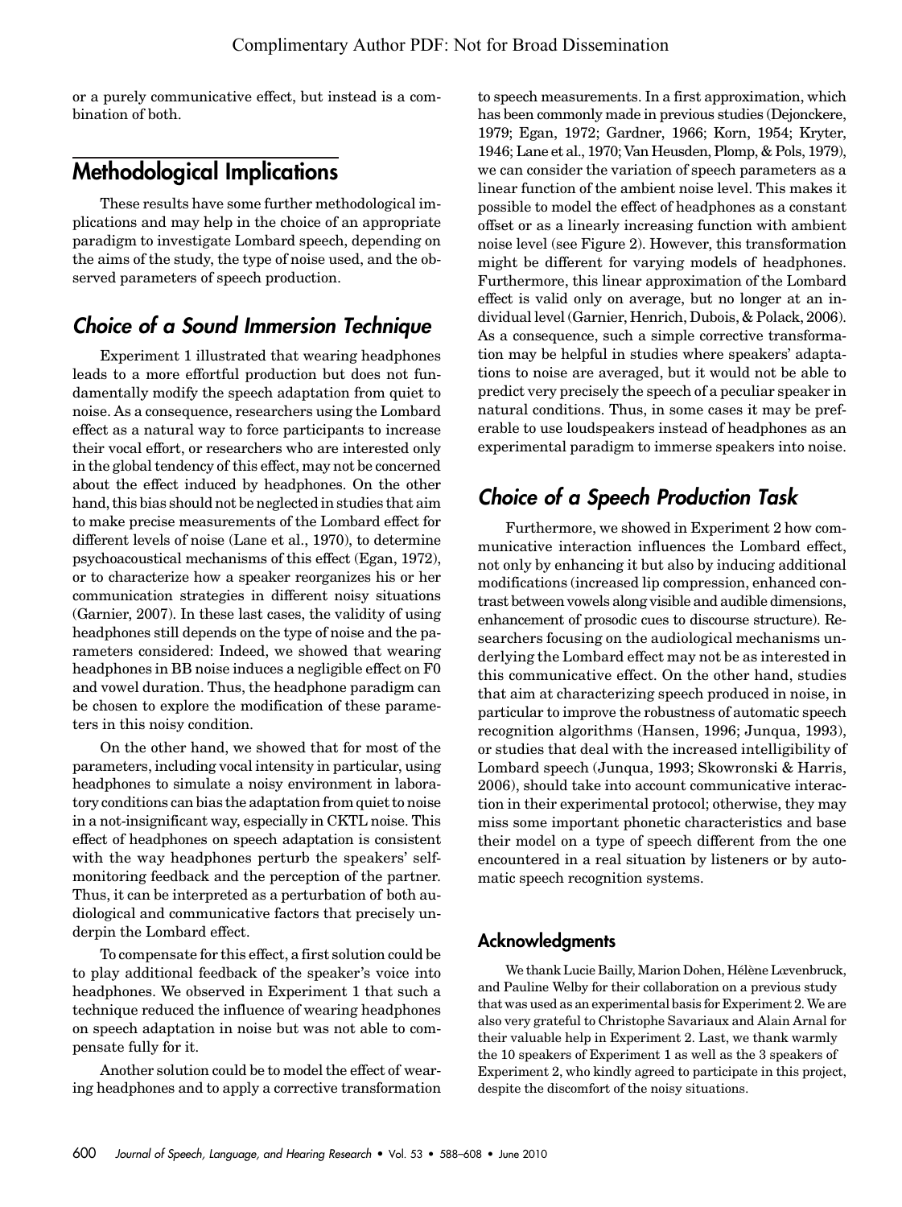or a purely communicative effect, but instead is a combination of both.

## Methodological Implications

These results have some further methodological implications and may help in the choice of an appropriate paradigm to investigate Lombard speech, depending on the aims of the study, the type of noise used, and the observed parameters of speech production.

### *Choice of a Sound Immersion Technique*

Experiment 1 illustrated that wearing headphones leads to a more effortful production but does not fundamentally modify the speech adaptation from quiet to noise. As a consequence, researchers using the Lombard effect as a natural way to force participants to increase their vocal effort, or researchers who are interested only in the global tendency of this effect, may not be concerned about the effect induced by headphones. On the other hand, this bias should not be neglected in studies that aim to make precise measurements of the Lombard effect for different levels of noise (Lane et al., 1970), to determine psychoacoustical mechanisms of this effect (Egan, 1972), or to characterize how a speaker reorganizes his or her communication strategies in different noisy situations (Garnier, 2007). In these last cases, the validity of using headphones still depends on the type of noise and the parameters considered: Indeed, we showed that wearing headphones in BB noise induces a negligible effect on F0 and vowel duration. Thus, the headphone paradigm can be chosen to explore the modification of these parameters in this noisy condition.

On the other hand, we showed that for most of the parameters, including vocal intensity in particular, using headphones to simulate a noisy environment in laboratory conditions can bias the adaptation from quiet to noise in a not-insignificant way, especially in CKTL noise. This effect of headphones on speech adaptation is consistent with the way headphones perturb the speakers' self-monitoring feedback and the perception of the partner. Thus, it can be interpreted as a perturbation of both audiological and communicative factors that precisely underpin the Lombard effect.

To compensate for this effect, a first solution could be to play additional feedback of the speaker's voice into headphones. We observed in Experiment 1 that such a technique reduced the influence of wearing headphones on speech adaptation in noise but was not able to compensate fully for it.

Another solution could be to model the effect of wearing headphones and to apply a corrective transformation to speech measurements. In a first approximation, which has been commonly made in previous studies (Dejonckere, 1979; Egan, 1972; Gardner, 1966; Korn, 1954; Kryter, 1946; Lane et al., 1970; Van Heusden, Plomp, & Pols, 1979), we can consider the variation of speech parameters as a linear function of the ambient noise level. This makes it possible to model the effect of headphones as a constant offset or as a linearly increasing function with ambient noise level (see Figure 2). However, this transformation might be different for varying models of headphones. Furthermore, this linear approximation of the Lombard effect is valid only on average, but no longer at an individual level (Garnier, Henrich, Dubois, & Polack, 2006). As a consequence, such a simple corrective transformation may be helpful in studies where speakers' adaptations to noise are averaged, but it would not be able to predict very precisely the speech of a peculiar speaker in natural conditions. Thus, in some cases it may be preferable to use loudspeakers instead of headphones as an experimental paradigm to immerse speakers into noise.

### *Choice of a Speech Production Task*

Furthermore, we showed in Experiment 2 how communicative interaction influences the Lombard effect, not only by enhancing it but also by inducing additional modifications (increased lip compression, enhanced contrast between vowels along visible and audible dimensions, enhancement of prosodic cues to discourse structure). Researchers focusing on the audiological mechanisms underlying the Lombard effect may not be as interested in this communicative effect. On the other hand, studies that aim at characterizing speech produced in noise, in particular to improve the robustness of automatic speech recognition algorithms (Hansen, 1996; Junqua, 1993), or studies that deal with the increased intelligibility of Lombard speech (Junqua, 1993; Skowronski & Harris, 2006), should take into account communicative interaction in their experimental protocol; otherwise, they may miss some important phonetic characteristics and base their model on a type of speech different from the one encountered in a real situation by listeners or by automatic speech recognition systems.

#### Acknowledgments

We thank Lucie Bailly, Marion Dohen, Hélène Lœvenbruck, and Pauline Welby for their collaboration on a previous study that was used as an experimental basis for Experiment 2. We are also very grateful to Christophe Savariaux and Alain Arnal for their valuable help in Experiment 2. Last, we thank warmly the 10 speakers of Experiment 1 as well as the 3 speakers of Experiment 2, who kindly agreed to participate in this project, despite the discomfort of the noisy situations.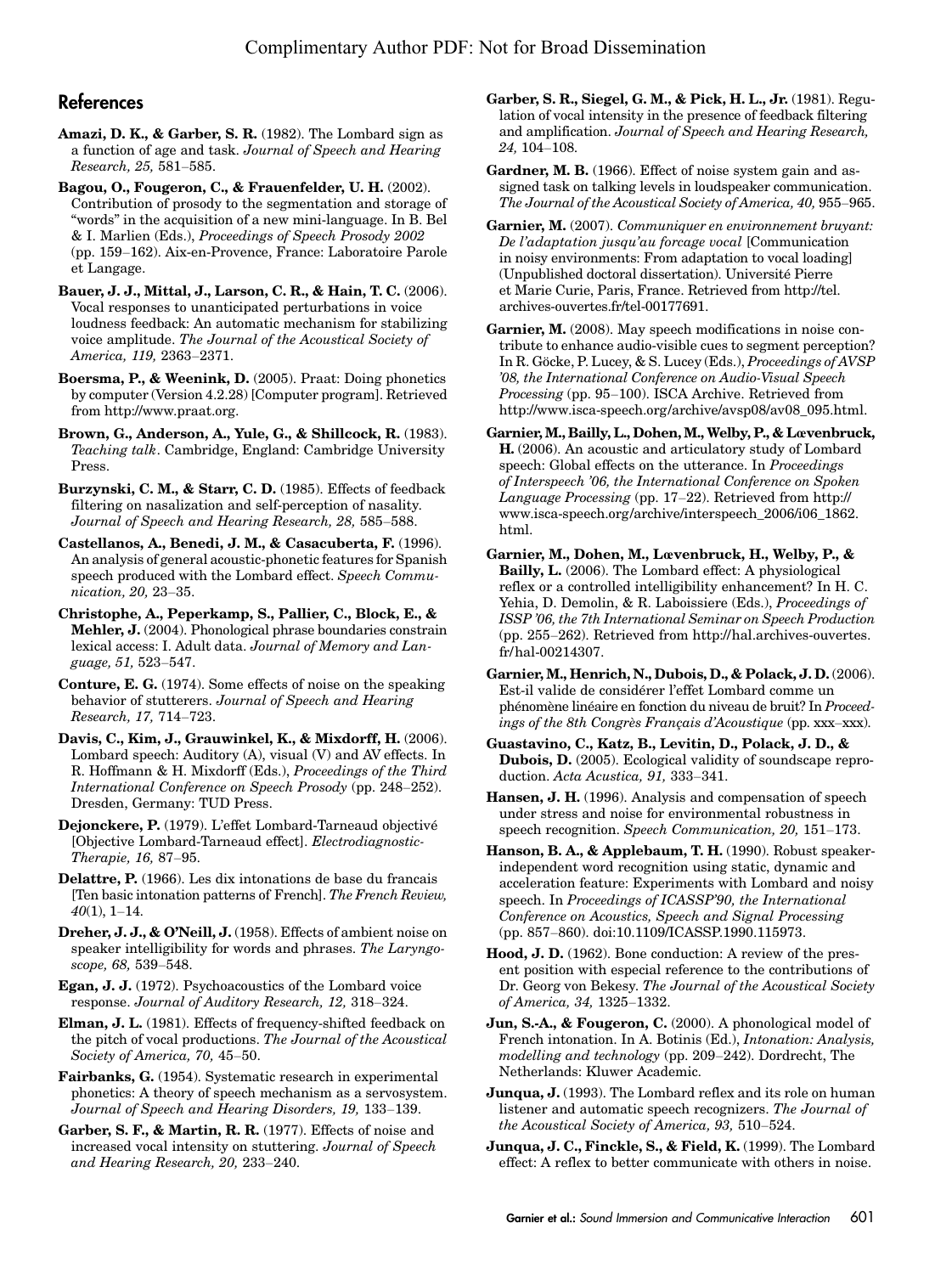## References

**Amazi, D. K., & Garber, S. R.** (1982). The Lombard sign as a function of age and task. *Journal of Speech and Hearing Research, 25,* 581–585.

**Bagou, O., Fougeron, C., & Frauenfelder, U. H.** (2002). Contribution of prosody to the segmentation and storage of "words" in the acquisition of a new mini-language. In B. Bel & I. Marlien (Eds.), *Proceedings of Speech Prosody 2002* (pp. 159–162). Aix-en-Provence, France: Laboratoire Parole et Langage.

**Bauer, J. J., Mittal, J., Larson, C. R., & Hain, T. C.** (2006). Vocal responses to unanticipated perturbations in voice loudness feedback: An automatic mechanism for stabilizing voice amplitude. *The Journal of the Acoustical Society of America, 119,* 2363–2371.

**Boersma, P., & Weenink, D.** (2005). Praat: Doing phonetics by computer (Version 4.2.28) [Computer program]. Retrieved from http://www.praat.org.

**Brown, G., Anderson, A., Yule, G., & Shillcock, R.** (1983). *Teaching talk*. Cambridge, England: Cambridge University Press.

**Burzynski, C. M., & Starr, C. D.** (1985). Effects of feedback filtering on nasalization and self-perception of nasality. *Journal of Speech and Hearing Research, 28,* 585–588.

**Castellanos, A., Benedi, J. M., & Casacuberta, F.** (1996). An analysis of general acoustic-phonetic features for Spanish speech produced with the Lombard effect. *Speech Communication, 20,* 23–35.

**Christophe, A., Peperkamp, S., Pallier, C., Block, E., & Mehler, J.** (2004). Phonological phrase boundaries constrain lexical access: I. Adult data. *Journal of Memory and Language, 51,* 523–547.

**Conture, E. G.** (1974). Some effects of noise on the speaking behavior of stutterers. *Journal of Speech and Hearing Research, 17,* 714–723.

**Davis, C., Kim, J., Grauwinkel, K., & Mixdorff, H.** (2006). Lombard speech: Auditory (A), visual (V) and AV effects. In R. Hoffmann & H. Mixdorff (Eds.), *Proceedings of the Third International Conference on Speech Prosody* (pp. 248–252). Dresden, Germany: TUD Press.

**Dejonckere, P.** (1979). L'effet Lombard-Tarneaud objectivé [Objective Lombard-Tarneaud effect]. *Electrodiagnostic-Therapie, 16,* 87–95.

**Delattre, P.** (1966). Les dix intonations de base du francais [Ten basic intonation patterns of French]. *The French Review, 40*(1), 1–14.

**Dreher, J. J., & O'Neill, J.** (1958). Effects of ambient noise on speaker intelligibility for words and phrases. *The Laryngoscope, 68,* 539–548.

**Egan, J. J.** (1972). Psychoacoustics of the Lombard voice response. *Journal of Auditory Research, 12,* 318–324.

**Elman, J. L.** (1981). Effects of frequency-shifted feedback on the pitch of vocal productions. *The Journal of the Acoustical Society of America, 70,* 45–50.

**Fairbanks, G.** (1954). Systematic research in experimental phonetics: A theory of speech mechanism as a servosystem. *Journal of Speech and Hearing Disorders, 19,* 133–139.

**Garber, S. F., & Martin, R. R.** (1977). Effects of noise and increased vocal intensity on stuttering. *Journal of Speech and Hearing Research, 20,* 233–240.

**Garber, S. R., Siegel, G. M., & Pick, H. L., Jr.** (1981). Regulation of vocal intensity in the presence of feedback filtering and amplification. *Journal of Speech and Hearing Research, 24,* 104–108.

**Gardner, M. B.** (1966). Effect of noise system gain and assigned task on talking levels in loudspeaker communication. *The Journal of the Acoustical Society of America, 40,* 955–965.

**Garnier, M.** (2007). *Communiquer en environnement bruyant: De l'adaptation jusqu'au forcage vocal* [Communication in noisy environments: From adaptation to vocal loading] (Unpublished doctoral dissertation). Université Pierre et Marie Curie, Paris, France. Retrieved from http://tel.archives-ouvertes.fr/tel-00177691.

**Garnier, M.** (2008). May speech modifications in noise contribute to enhance audio-visible cues to segment perception? In R. Göcke, P. Lucey, & S. Lucey (Eds.), *Proceedings of AVSP '08, the International Conference on Audio-Visual Speech Processing* (pp. 95–100). ISCA Archive. Retrieved from http://www.isca-speech.org/archive/avsp08/av08_095.html.

**Garnier, M., Bailly, L., Dohen, M., Welby, P., & Lœvenbruck, H.** (2006). An acoustic and articulatory study of Lombard speech: Global effects on the utterance. In *Proceedings of Interspeech '06, the International Conference on Spoken Language Processing* (pp. 17–22). Retrieved from http://www.isca-speech.org/archive/interspeech_2006/i06_1862.html.

**Garnier, M., Dohen, M., Lœvenbruck, H., Welby, P., & Bailly, L.** (2006). The Lombard effect: A physiological reflex or a controlled intelligibility enhancement? In H. C. Yehia, D. Demolin, & R. Laboissiere (Eds.), *Proceedings of ISSP '06, the 7th International Seminar on Speech Production* (pp. 255–262). Retrieved from http://hal.archives-ouvertes.fr/hal-00214307.

**Garnier, M., Henrich, N., Dubois, D., & Polack, J. D.** (2006). Est-il valide de considérer l'effet Lombard comme un phénomène linéaire en fonction du niveau de bruit? In *Proceedings of the 8th Congrès Français d'Acoustique* (pp. xxx–xxx).

**Guastavino, C., Katz, B., Levitin, D., Polack, J. D., & Dubois, D.** (2005). Ecological validity of soundscape reproduction. *Acta Acustica, 91,* 333–341.

**Hansen, J. H.** (1996). Analysis and compensation of speech under stress and noise for environmental robustness in speech recognition. *Speech Communication, 20,* 151–173.

**Hanson, B. A., & Applebaum, T. H.** (1990). Robust speaker-independent word recognition using static, dynamic and acceleration feature: Experiments with Lombard and noisy speech. In *Proceedings of ICASSP'90, the International Conference on Acoustics, Speech and Signal Processing* (pp. 857–860). doi:10.1109/ICASSP.1990.115973.

**Hood, J. D.** (1962). Bone conduction: A review of the present position with especial reference to the contributions of Dr. Georg von Bekesy. *The Journal of the Acoustical Society of America, 34,* 1325–1332.

**Jun, S.-A., & Fougeron, C.** (2000). A phonological model of French intonation. In A. Botinis (Ed.), *Intonation: Analysis, modelling and technology* (pp. 209–242). Dordrecht, The Netherlands: Kluwer Academic.

**Junqua, J.** (1993). The Lombard reflex and its role on human listener and automatic speech recognizers. *The Journal of the Acoustical Society of America, 93,* 510–524.

**Junqua, J. C., Finckle, S., & Field, K.** (1999). The Lombard effect: A reflex to better communicate with others in noise.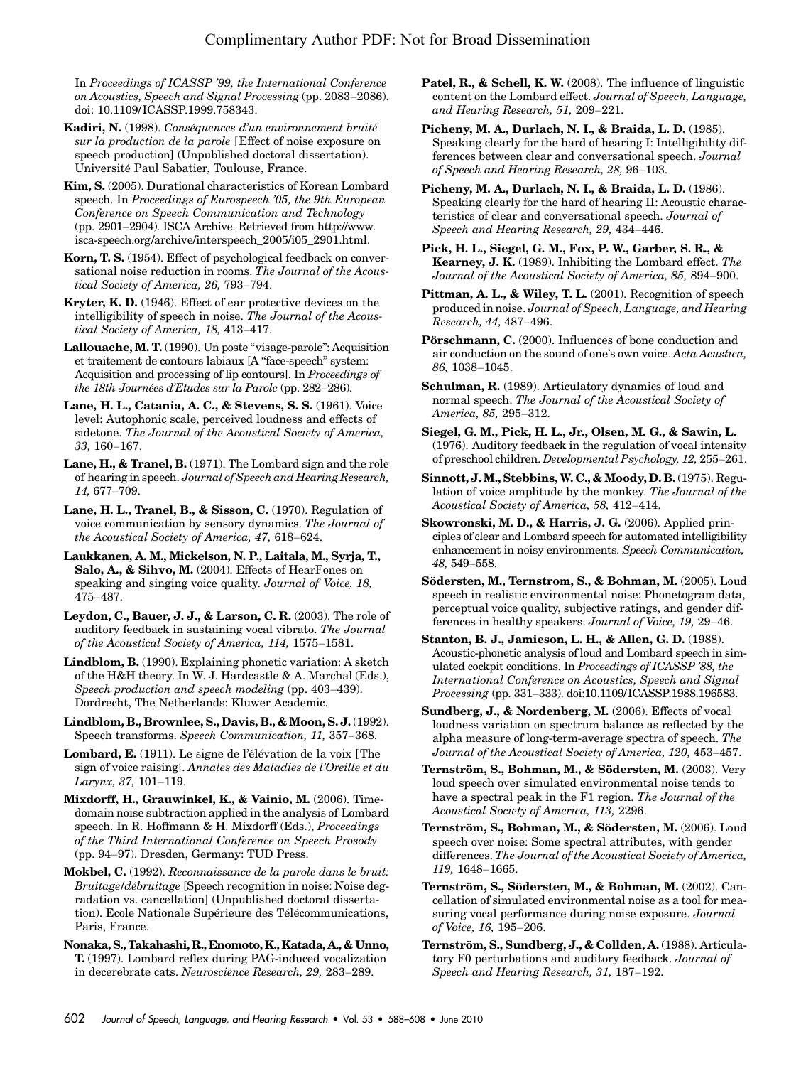In *Proceedings of ICASSP '99, the International Conference on Acoustics, Speech and Signal Processing* (pp. 2083–2086). doi: 10.1109/ICASSP.1999.758343.

**Kadiri, N.** (1998). *Conséquences d'un environnement bruité sur la production de la parole* [Effect of noise exposure on speech production] (Unpublished doctoral dissertation). Université Paul Sabatier, Toulouse, France.

**Kim, S.** (2005). Durational characteristics of Korean Lombard speech. In *Proceedings of Eurospeech '05, the 9th European Conference on Speech Communication and Technology* (pp. 2901–2904). ISCA Archive. Retrieved from http://www.isca-speech.org/archive/interspeech_2005/i05_2901.html.

**Korn, T. S.** (1954). Effect of psychological feedback on conversational noise reduction in rooms. *The Journal of the Acoustical Society of America, 26,* 793–794.

**Kryter, K. D.** (1946). Effect of ear protective devices on the intelligibility of speech in noise. *The Journal of the Acoustical Society of America, 18,* 413–417.

**Lallouache, M. T.** (1990). Un poste "visage-parole": Acquisition et traitement de contours labiaux [A "face-speech" system: Acquisition and processing of lip contours]. In *Proceedings of the 18th Journées d'Etudes sur la Parole* (pp. 282–286).

**Lane, H. L., Catania, A. C., & Stevens, S. S.** (1961). Voice level: Autophonic scale, perceived loudness and effects of sidetone. *The Journal of the Acoustical Society of America, 33,* 160–167.

**Lane, H., & Tranel, B.** (1971). The Lombard sign and the role of hearing in speech. *Journal of Speech and Hearing Research, 14,* 677–709.

**Lane, H. L., Tranel, B., & Sisson, C.** (1970). Regulation of voice communication by sensory dynamics. *The Journal of the Acoustical Society of America, 47,* 618–624.

**Laukkanen, A. M., Mickelson, N. P., Laitala, M., Syrja, T., Salo, A., & Sihvo, M.** (2004). Effects of HearFones on speaking and singing voice quality. *Journal of Voice, 18,* 475–487.

**Leydon, C., Bauer, J. J., & Larson, C. R.** (2003). The role of auditory feedback in sustaining vocal vibrato. *The Journal of the Acoustical Society of America, 114,* 1575–1581.

**Lindblom, B.** (1990). Explaining phonetic variation: A sketch of the H&H theory. In W. J. Hardcastle & A. Marchal (Eds.), *Speech production and speech modeling* (pp. 403–439). Dordrecht, The Netherlands: Kluwer Academic.

**Lindblom, B., Brownlee, S., Davis, B., & Moon, S. J.** (1992). Speech transforms. *Speech Communication, 11,* 357–368.

**Lombard, E.** (1911). Le signe de l'élévation de la voix [The sign of voice raising]. *Annales des Maladies de l'Oreille et du Larynx, 37,* 101–119.

**Mixdorff, H., Grauwinkel, K., & Vainio, M.** (2006). Time-domain noise subtraction applied in the analysis of Lombard speech. In R. Hoffmann & H. Mixdorff (Eds.), *Proceedings of the Third International Conference on Speech Prosody* (pp. 94–97). Dresden, Germany: TUD Press.

**Mokbel, C.** (1992). *Reconnaissance de la parole dans le bruit: Bruitage/débruitage* [Speech recognition in noise: Noise degradation vs. cancellation] (Unpublished doctoral dissertation). Ecole Nationale Supérieure des Télécommunications, Paris, France.

**Nonaka, S., Takahashi, R., Enomoto, K., Katada, A., & Unno, T.** (1997). Lombard reflex during PAG-induced vocalization in decerebrate cats. *Neuroscience Research, 29,* 283–289.

**Patel, R., & Schell, K. W.** (2008). The influence of linguistic content on the Lombard effect. *Journal of Speech, Language, and Hearing Research, 51,* 209–221.

**Picheny, M. A., Durlach, N. I., & Braida, L. D.** (1985). Speaking clearly for the hard of hearing I: Intelligibility differences between clear and conversational speech. *Journal of Speech and Hearing Research, 28,* 96–103.

**Picheny, M. A., Durlach, N. I., & Braida, L. D.** (1986). Speaking clearly for the hard of hearing II: Acoustic characteristics of clear and conversational speech. *Journal of Speech and Hearing Research, 29,* 434–446.

**Pick, H. L., Siegel, G. M., Fox, P. W., Garber, S. R., & Kearney, J. K.** (1989). Inhibiting the Lombard effect. *The Journal of the Acoustical Society of America, 85,* 894–900.

**Pittman, A. L., & Wiley, T. L.** (2001). Recognition of speech produced in noise. *Journal of Speech, Language, and Hearing Research, 44,* 487–496.

**Pörschmann, C.** (2000). Influences of bone conduction and air conduction on the sound of one's own voice. *Acta Acustica, 86,* 1038–1045.

**Schulman, R.** (1989). Articulatory dynamics of loud and normal speech. *The Journal of the Acoustical Society of America, 85,* 295–312.

**Siegel, G. M., Pick, H. L., Jr., Olsen, M. G., & Sawin, L.** (1976). Auditory feedback in the regulation of vocal intensity of preschool children. *Developmental Psychology, 12,* 255–261.

**Sinnott, J. M., Stebbins, W. C., & Moody, D. B.** (1975). Regulation of voice amplitude by the monkey. *The Journal of the Acoustical Society of America, 58,* 412–414.

**Skowronski, M. D., & Harris, J. G.** (2006). Applied principles of clear and Lombard speech for automated intelligibility enhancement in noisy environments. *Speech Communication, 48,* 549–558.

**Södersten, M., Ternstrom, S., & Bohman, M.** (2005). Loud speech in realistic environmental noise: Phonetogram data, perceptual voice quality, subjective ratings, and gender differences in healthy speakers. *Journal of Voice, 19,* 29–46.

**Stanton, B. J., Jamieson, L. H., & Allen, G. D.** (1988). Acoustic-phonetic analysis of loud and Lombard speech in simulated cockpit conditions. In *Proceedings of ICASSP '88, the International Conference on Acoustics, Speech and Signal Processing* (pp. 331–333). doi:10.1109/ICASSP.1988.196583.

**Sundberg, J., & Nordenberg, M.** (2006). Effects of vocal loudness variation on spectrum balance as reflected by the alpha measure of long-term-average spectra of speech. *The Journal of the Acoustical Society of America, 120,* 453–457.

**Ternström, S., Bohman, M., & Södersten, M.** (2003). Very loud speech over simulated environmental noise tends to have a spectral peak in the F1 region. *The Journal of the Acoustical Society of America, 113,* 2296.

**Ternström, S., Bohman, M., & Södersten, M.** (2006). Loud speech over noise: Some spectral attributes, with gender differences. *The Journal of the Acoustical Society of America, 119,* 1648–1665.

**Ternström, S., Södersten, M., & Bohman, M.** (2002). Cancellation of simulated environmental noise as a tool for measuring vocal performance during noise exposure. *Journal of Voice, 16,* 195–206.

**Ternström, S., Sundberg, J., & Collden, A.** (1988). Articulatory F0 perturbations and auditory feedback. *Journal of Speech and Hearing Research, 31,* 187–192.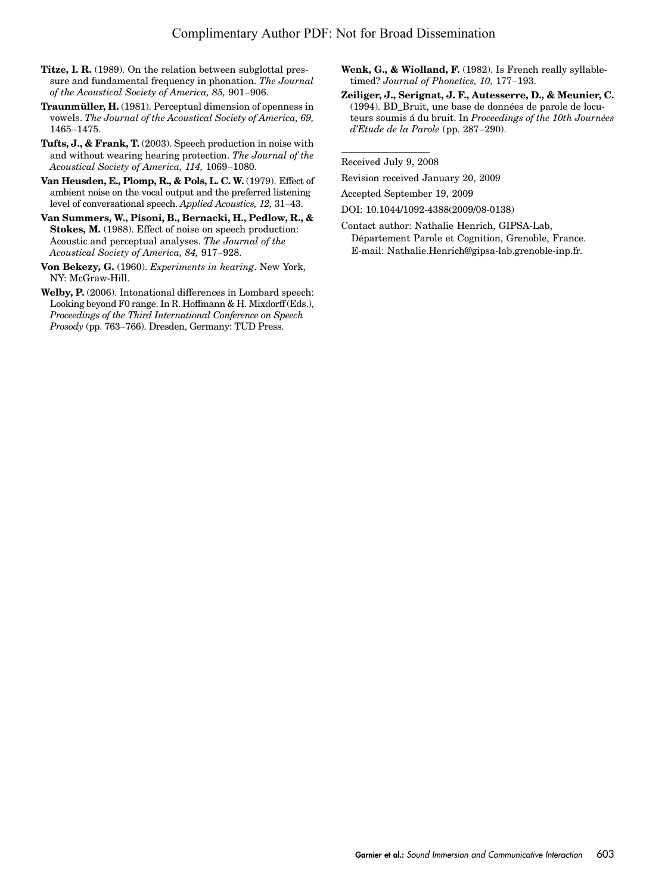**Titze, I. R.** (1989). On the relation between subglottal pressure and fundamental frequency in phonation. *The Journal of the Acoustical Society of America, 85,* 901–906.

**Traunmüller, H.** (1981). Perceptual dimension of openness in vowels. *The Journal of the Acoustical Society of America, 69,* 1465–1475.

**Tufts, J., & Frank, T.** (2003). Speech production in noise with and without wearing hearing protection. *The Journal of the Acoustical Society of America, 114,* 1069–1080.

**Van Heusden, E., Plomp, R., & Pols, L. C. W.** (1979). Effect of ambient noise on the vocal output and the preferred listening level of conversational speech. *Applied Acoustics, 12,* 31–43.

**Van Summers, W., Pisoni, B., Bernacki, H., Pedlow, R., & Stokes, M.** (1988). Effect of noise on speech production: Acoustic and perceptual analyses. *The Journal of the Acoustical Society of America, 84,* 917–928.

**Von Bekezy, G.** (1960). *Experiments in hearing*. New York, NY: McGraw-Hill.

**Welby, P.** (2006). Intonational differences in Lombard speech: Looking beyond F0 range. In R. Hoffmann & H. Mixdorff (Eds.), *Proceedings of the Third International Conference on Speech Prosody* (pp. 763–766). Dresden, Germany: TUD Press.

**Wenk, G., & Wiolland, F.** (1982). Is French really syllable-timed? *Journal of Phonetics, 10,* 177–193.

**Zeiliger, J., Serignat, J. F., Autesserre, D., & Meunier, C.** (1994). BD_Bruit, une base de données de parole de locuteurs soumis á du bruit. In *Proceedings of the 10th Journées d'Etude de la Parole* (pp. 287–290).

---

Received July 9, 2008

Revision received January 20, 2009

Accepted September 19, 2009

DOI: 10.1044/1092-4388(2009/08-0138)

Contact author: Nathalie Henrich, GIPSA-Lab, Département Parole et Cognition, Grenoble, France. E-mail: Nathalie.Henrich@gipsa-lab.grenoble-inp.fr.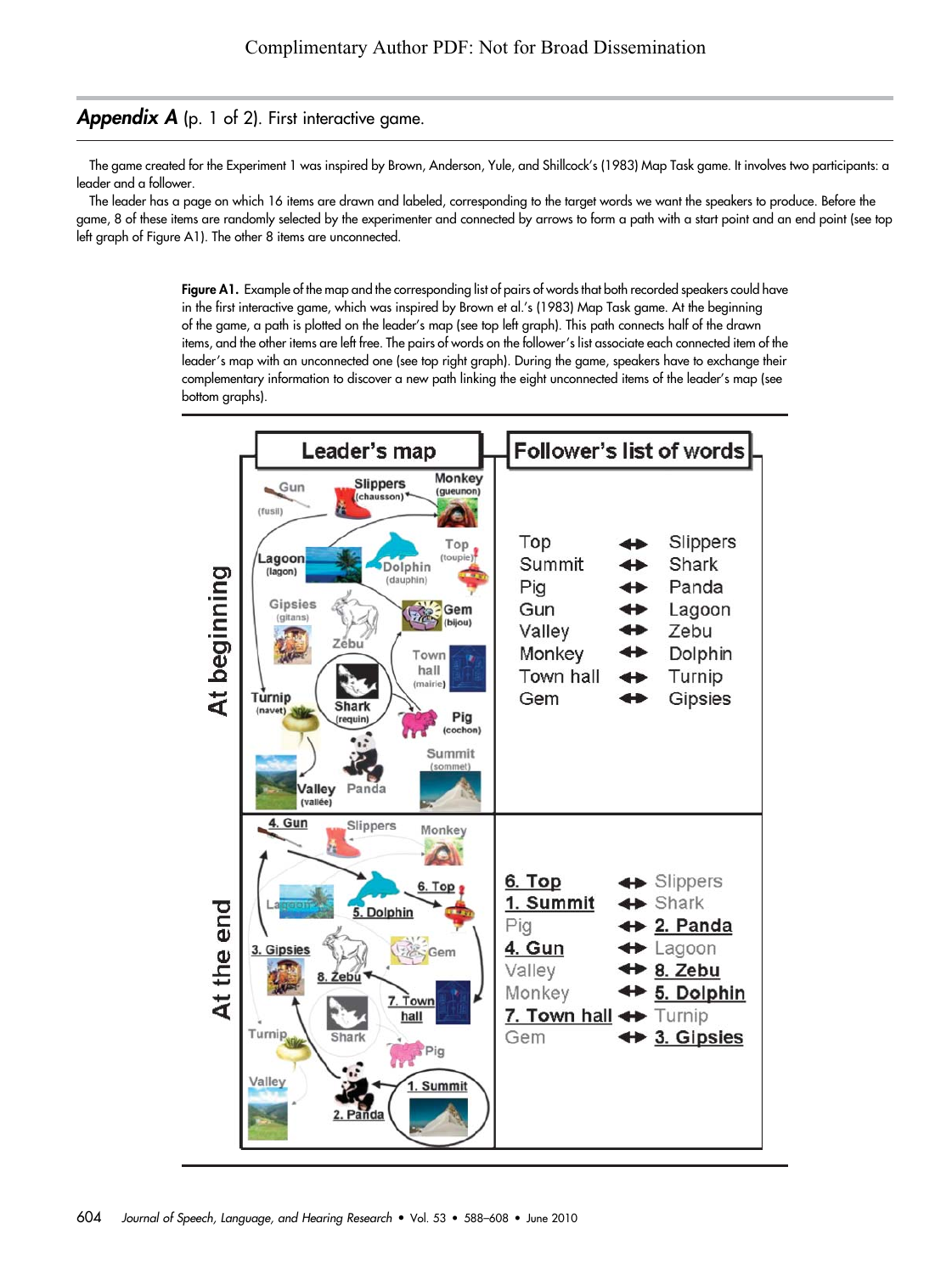## *Appendix A* (p. 1 of 2). First interactive game.

The game created for the Experiment 1 was inspired by Brown, Anderson, Yule, and Shillcock's (1983) Map Task game. It involves two participants: a leader and a follower.

The leader has a page on which 16 items are drawn and labeled, corresponding to the target words we want the speakers to produce. Before the game, 8 of these items are randomly selected by the experimenter and connected by arrows to form a path with a start point and an end point (see top left graph of Figure A1). The other 8 items are unconnected.

**Figure A1.** Example of the map and the corresponding list of pairs of words that both recorded speakers could have in the first interactive game, which was inspired by Brown et al.'s (1983) Map Task game. At the beginning of the game, a path is plotted on the leader's map (see top left graph). This path connects half of the drawn items, and the other items are left free. The pairs of words on the follower's list associate each connected item of the leader's map with an unconnected one (see top right graph). During the game, speakers have to exchange their complementary information to discover a new path linking the eight unconnected items of the leader's map (see bottom graphs).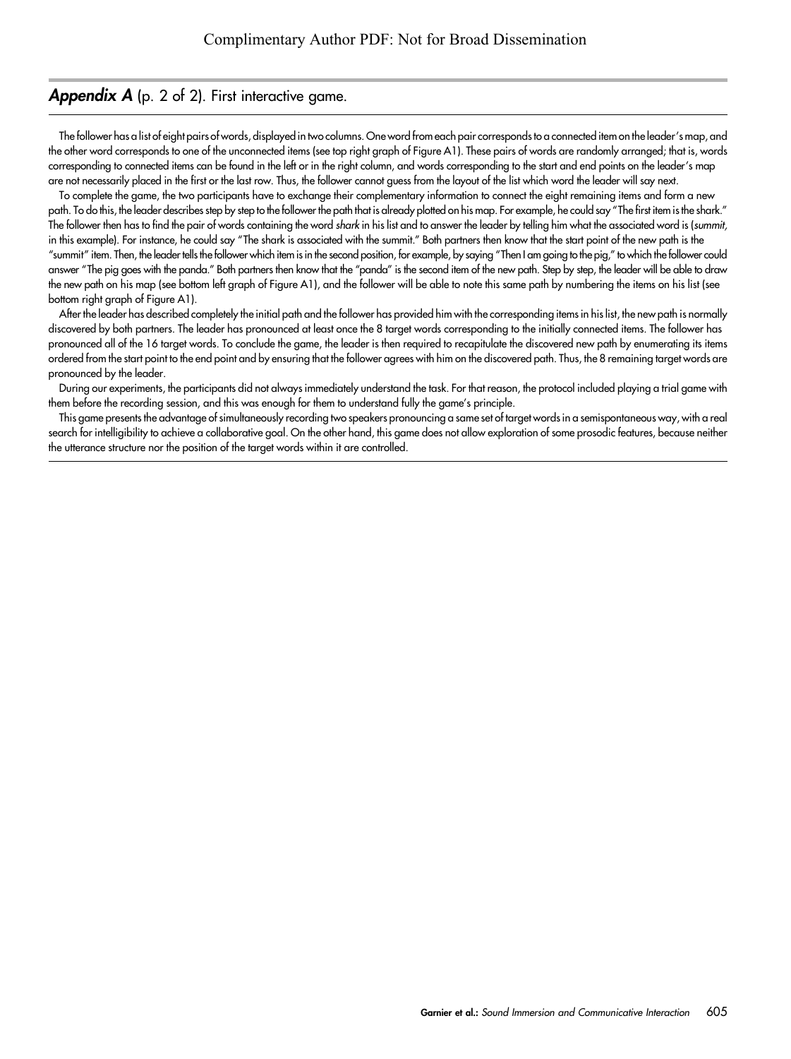## *Appendix A* (p. 2 of 2). First interactive game.

The follower has a list of eight pairs of words, displayed in two columns. One word from each pair corresponds to a connected item on the leader's map, and the other word corresponds to one of the unconnected items (see top right graph of Figure A1). These pairs of words are randomly arranged; that is, words corresponding to connected items can be found in the left or in the right column, and words corresponding to the start and end points on the leader's map are not necessarily placed in the first or the last row. Thus, the follower cannot guess from the layout of the list which word the leader will say next.

To complete the game, the two participants have to exchange their complementary information to connect the eight remaining items and form a new path. To do this, the leader describes step by step to the follower the path that is already plotted on his map. For example, he could say "The first item is the shark." The follower then has to find the pair of words containing the word *shark* in his list and to answer the leader by telling him what the associated word is (*summit,* in this example). For instance, he could say "The shark is associated with the summit." Both partners then know that the start point of the new path is the "summit" item. Then, the leader tells the follower which item is in the second position, for example, by saying "Then I am going to the pig," to which the follower could answer "The pig goes with the panda." Both partners then know that the "panda" is the second item of the new path. Step by step, the leader will be able to draw the new path on his map (see bottom left graph of Figure A1), and the follower will be able to note this same path by numbering the items on his list (see bottom right graph of Figure A1).

After the leader has described completely the initial path and the follower has provided him with the corresponding items in his list, the new path is normally discovered by both partners. The leader has pronounced at least once the 8 target words corresponding to the initially connected items. The follower has pronounced all of the 16 target words. To conclude the game, the leader is then required to recapitulate the discovered new path by enumerating its items ordered from the start point to the end point and by ensuring that the follower agrees with him on the discovered path. Thus, the 8 remaining target words are pronounced by the leader.

During our experiments, the participants did not always immediately understand the task. For that reason, the protocol included playing a trial game with them before the recording session, and this was enough for them to understand fully the game's principle.

This game presents the advantage of simultaneously recording two speakers pronouncing a same set of target words in a semispontaneous way, with a real search for intelligibility to achieve a collaborative goal. On the other hand, this game does not allow exploration of some prosodic features, because neither the utterance structure nor the position of the target words within it are controlled.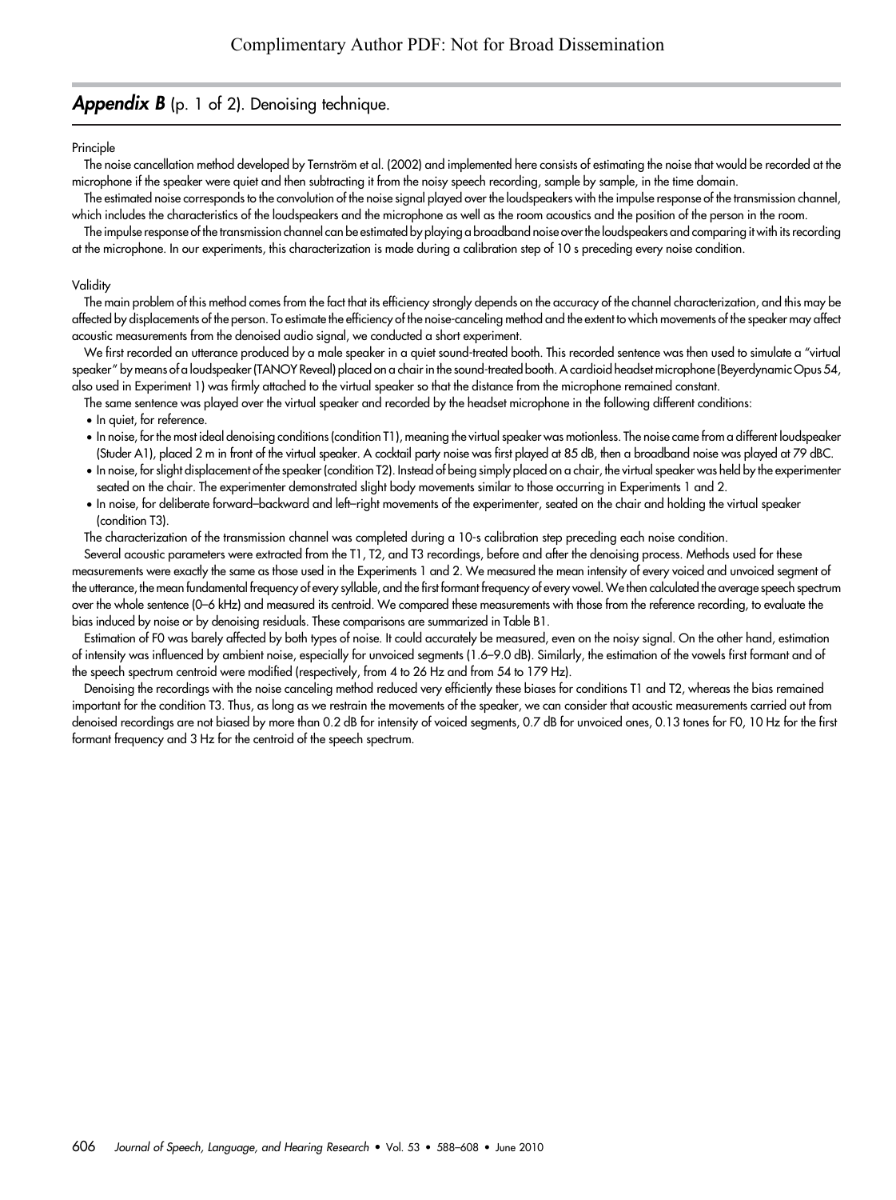## *Appendix B* (p. 1 of 2). Denoising technique.

Principle

The noise cancellation method developed by Ternström et al. (2002) and implemented here consists of estimating the noise that would be recorded at the microphone if the speaker were quiet and then subtracting it from the noisy speech recording, sample by sample, in the time domain.

The estimated noise corresponds to the convolution of the noise signal played over the loudspeakers with the impulse response of the transmission channel, which includes the characteristics of the loudspeakers and the microphone as well as the room acoustics and the position of the person in the room.

The impulse response of the transmission channel can be estimated by playing a broadband noise over the loudspeakers and comparing it with its recording at the microphone. In our experiments, this characterization is made during a calibration step of 10 s preceding every noise condition.

Validity

The main problem of this method comes from the fact that its efficiency strongly depends on the accuracy of the channel characterization, and this may be affected by displacements of the person. To estimate the efficiency of the noise-canceling method and the extent to which movements of the speaker may affect acoustic measurements from the denoised audio signal, we conducted a short experiment.

We first recorded an utterance produced by a male speaker in a quiet sound-treated booth. This recorded sentence was then used to simulate a "virtual speaker" by means of a loudspeaker (TANOY Reveal) placed on a chair in the sound-treated booth. A cardioid headset microphone (Beyerdynamic Opus 54, also used in Experiment 1) was firmly attached to the virtual speaker so that the distance from the microphone remained constant.

The same sentence was played over the virtual speaker and recorded by the headset microphone in the following different conditions:

- In quiet, for reference.
- In noise, for the most ideal denoising conditions (condition T1), meaning the virtual speaker was motionless. The noise came from a different loudspeaker (Studer A1), placed 2 m in front of the virtual speaker. A cocktail party noise was first played at 85 dB, then a broadband noise was played at 79 dBC.
- In noise, for slight displacement of the speaker (condition T2). Instead of being simply placed on a chair, the virtual speaker was held by the experimenter seated on the chair. The experimenter demonstrated slight body movements similar to those occurring in Experiments 1 and 2.
- In noise, for deliberate forward–backward and left–right movements of the experimenter, seated on the chair and holding the virtual speaker (condition T3).

The characterization of the transmission channel was completed during a 10-s calibration step preceding each noise condition.

Several acoustic parameters were extracted from the T1, T2, and T3 recordings, before and after the denoising process. Methods used for these measurements were exactly the same as those used in the Experiments 1 and 2. We measured the mean intensity of every voiced and unvoiced segment of the utterance, the mean fundamental frequency of every syllable, and the first formant frequency of every vowel. We then calculated the average speech spectrum over the whole sentence (0–6 kHz) and measured its centroid. We compared these measurements with those from the reference recording, to evaluate the bias induced by noise or by denoising residuals. These comparisons are summarized in Table B1.

Estimation of F0 was barely affected by both types of noise. It could accurately be measured, even on the noisy signal. On the other hand, estimation of intensity was influenced by ambient noise, especially for unvoiced segments (1.6–9.0 dB). Similarly, the estimation of the vowels first formant and of the speech spectrum centroid were modified (respectively, from 4 to 26 Hz and from 54 to 179 Hz).

Denoising the recordings with the noise canceling method reduced very efficiently these biases for conditions T1 and T2, whereas the bias remained important for the condition T3. Thus, as long as we restrain the movements of the speaker, we can consider that acoustic measurements carried out from denoised recordings are not biased by more than 0.2 dB for intensity of voiced segments, 0.7 dB for unvoiced ones, 0.13 tones for F0, 10 Hz for the first formant frequency and 3 Hz for the centroid of the speech spectrum.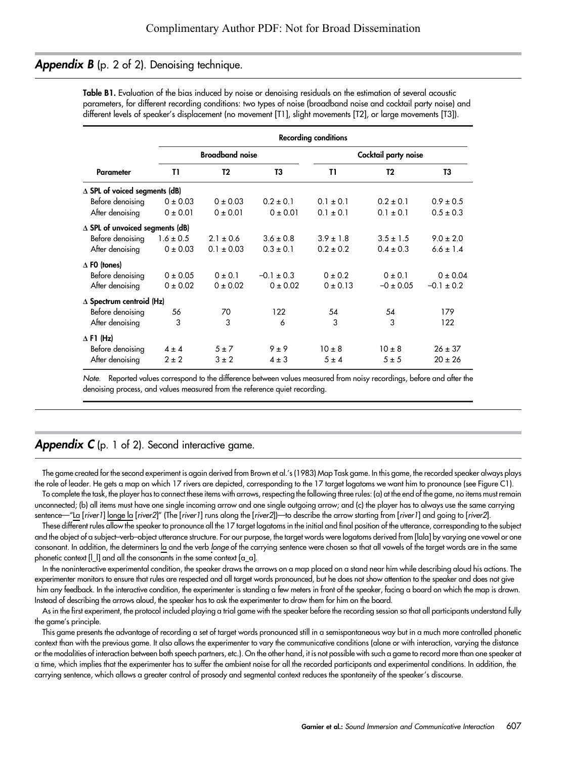## *Appendix B* (p. 2 of 2). Denoising technique.

**Table B1.** Evaluation of the bias induced by noise or denoising residuals on the estimation of several acoustic parameters, for different recording conditions: two types of noise (broadband noise and cocktail party noise) and different levels of speaker's displacement (no movement [T1], slight movements [T2], or large movements [T3]).

| | Recording conditions | | | | | |
|---|---|---|---|---|---|---|
| | Broadband noise | | | Cocktail party noise | | |
| Parameter | T1 | T2 | T3 | T1 | T2 | T3 |
| **Δ SPL of voiced segments (dB)** | | | | | | |
| Before denoising | 0 ± 0.03 | 0 ± 0.03 | 0.2 ± 0.1 | 0.1 ± 0.1 | 0.2 ± 0.1 | 0.9 ± 0.5 |
| After denoising | 0 ± 0.01 | 0 ± 0.01 | 0 ± 0.01 | 0.1 ± 0.1 | 0.1 ± 0.1 | 0.5 ± 0.3 |
| **Δ SPL of unvoiced segments (dB)** | | | | | | |
| Before denoising | 1.6 ± 0.5 | 2.1 ± 0.6 | 3.6 ± 0.8 | 3.9 ± 1.8 | 3.5 ± 1.5 | 9.0 ± 2.0 |
| After denoising | 0 ± 0.03 | 0.1 ± 0.03 | 0.3 ± 0.1 | 0.2 ± 0.2 | 0.4 ± 0.3 | 6.6 ± 1.4 |
| **Δ F0 (tones)** | | | | | | |
| Before denoising | 0 ± 0.05 | 0 ± 0.1 | −0.1 ± 0.3 | 0 ± 0.2 | 0 ± 0.1 | 0 ± 0.04 |
| After denoising | 0 ± 0.02 | 0 ± 0.02 | 0 ± 0.02 | 0 ± 0.13 | −0 ± 0.05 | −0.1 ± 0.2 |
| **Δ Spectrum centroid (Hz)** | | | | | | |
| Before denoising | 56 | 70 | 122 | 54 | 54 | 179 |
| After denoising | 3 | 3 | 6 | 3 | 3 | 122 |
| **Δ F1 (Hz)** | | | | | | |
| Before denoising | 4 ± 4 | 5 ± 7 | 9 ± 9 | 10 ± 8 | 10 ± 8 | 26 ± 37 |
| After denoising | 2 ± 2 | 3 ± 2 | 4 ± 3 | 5 ± 4 | 5 ± 5 | 20 ± 26 |

*Note.* Reported values correspond to the difference between values measured from noisy recordings, before and after the denoising process, and values measured from the reference quiet recording.

## *Appendix C* (p. 1 of 2). Second interactive game.

The game created for the second experiment is again derived from Brown et al.'s (1983) Map Task game. In this game, the recorded speaker always plays the role of leader. He gets a map on which 17 rivers are depicted, corresponding to the 17 target logatoms we want him to pronounce (see Figure C1).

To complete the task, the player has to connect these items with arrows, respecting the following three rules: (a) at the end of the game, no items must remain unconnected; (b) all items must have one single incoming arrow and one single outgoing arrow; and (c) the player has to always use the same carrying sentence—"La [*river1*] longe la [*river2*]" (The [*river1*] runs along the [*river2*])—to describe the arrow starting from [*river1*] and going to [*river2*].

These different rules allow the speaker to pronounce all the 17 target logatoms in the initial and final position of the utterance, corresponding to the subject and the object of a subject–verb–object utterance structure. For our purpose, the target words were logatoms derived from [lala] by varying one vowel or one consonant. In addition, the determiners la and the verb *longe* of the carrying sentence were chosen so that all vowels of the target words are in the same phonetic context [l_l] and all the consonants in the same context [a_a].

In the noninteractive experimental condition, the speaker draws the arrows on a map placed on a stand near him while describing aloud his actions. The experimenter monitors to ensure that rules are respected and all target words pronounced, but he does not show attention to the speaker and does not give him any feedback. In the interactive condition, the experimenter is standing a few meters in front of the speaker, facing a board on which the map is drawn. Instead of describing the arrows aloud, the speaker has to ask the experimenter to draw them for him on the board.

As in the first experiment, the protocol included playing a trial game with the speaker before the recording session so that all participants understand fully the game's principle.

This game presents the advantage of recording a set of target words pronounced still in a semispontaneous way but in a much more controlled phonetic context than with the previous game. It also allows the experimenter to vary the communicative conditions (alone or with interaction, varying the distance or the modalities of interaction between both speech partners, etc.). On the other hand, it is not possible with such a game to record more than one speaker at a time, which implies that the experimenter has to suffer the ambient noise for all the recorded participants and experimental conditions. In addition, the carrying sentence, which allows a greater control of prosody and segmental context reduces the spontaneity of the speaker's discourse.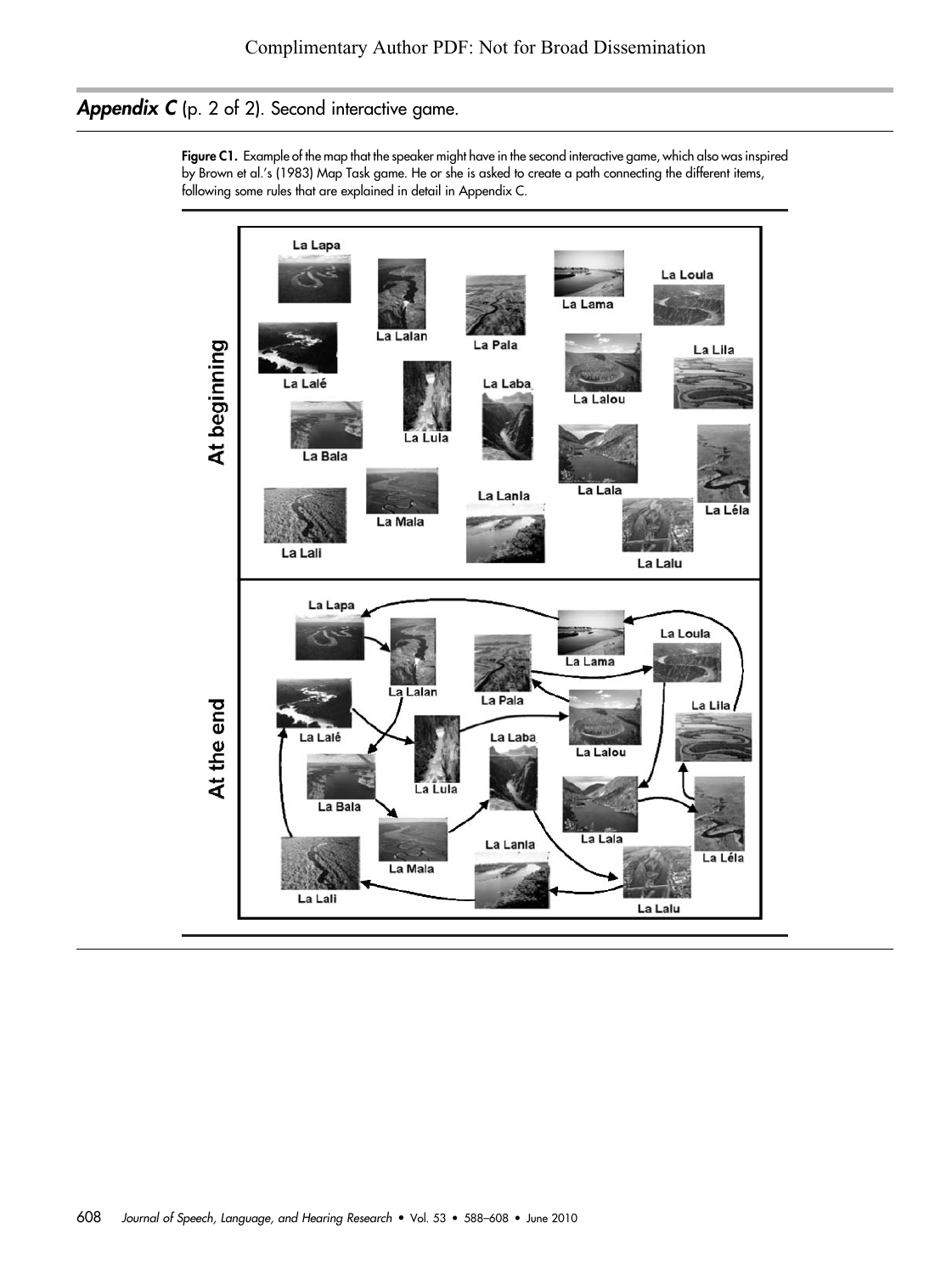## *Appendix C* (p. 2 of 2). Second interactive game.

**Figure C1.** Example of the map that the speaker might have in the second interactive game, which also was inspired by Brown et al.'s (1983) Map Task game. He or she is asked to create a path connecting the different items, following some rules that are explained in detail in Appendix C.

At beginning

La Lapa
La Lalan
La Pala
La Lama
La Loula
La Lalé
La Lalou
La Lila
La Lula
La Laba
La Bala
La Lala
La Léla
La Lanla
La Mala
La Lali
La Lalu

At the end

La Lapa
La Lama
La Loula
La Lalan
La Pala
La Lila
La Lalé
La Laba
La Lalou
La Lula
La Bala
La Lala
La Lanla
La Léla
La Mala
La Lali
La Lalu